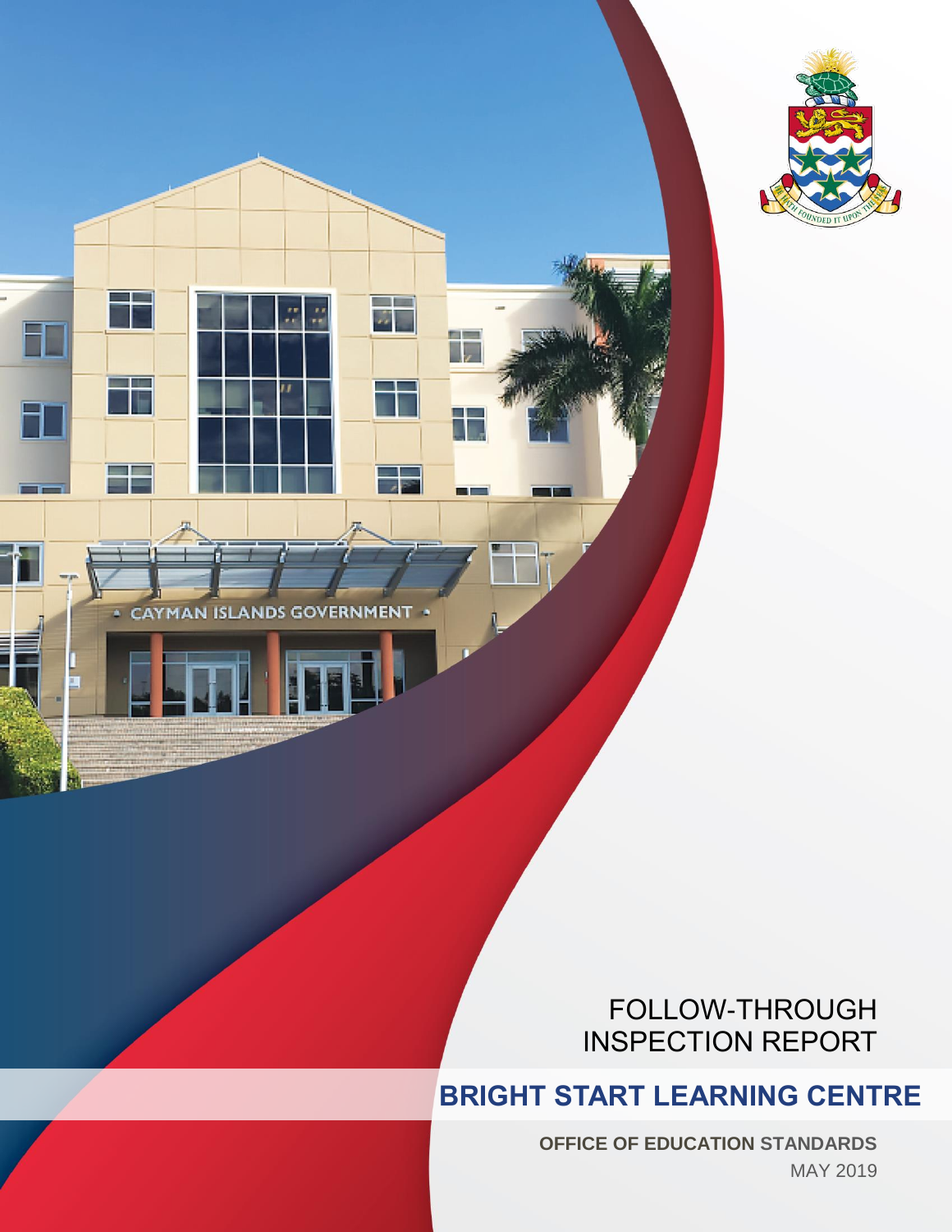FOLLOW-THROUGH INSPECTION REPORT

# BRIGHT START LEARNING CENTRE

**OFFICE OF EDUCATION STANDARDS**

MAY 2019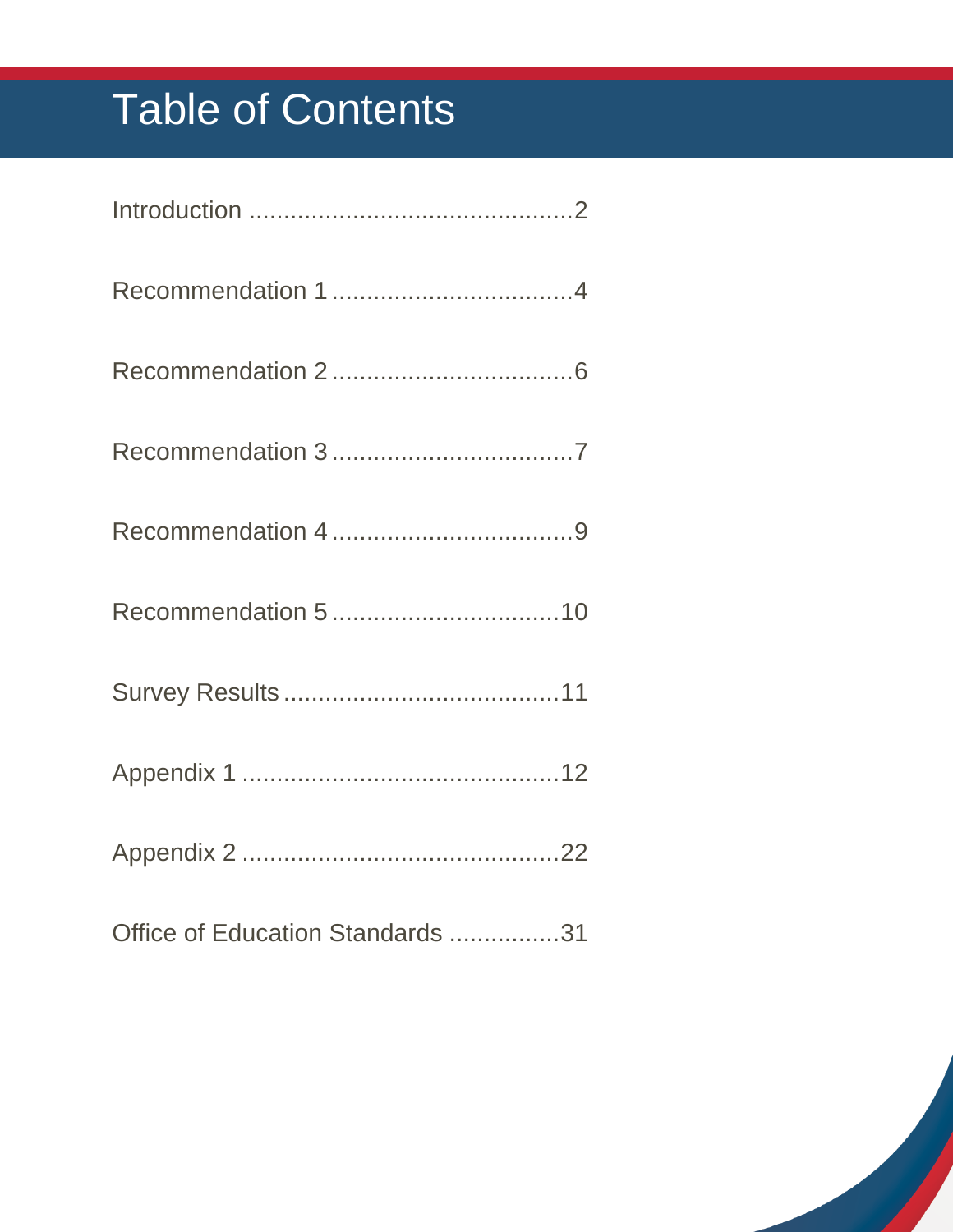# Table of Contents

Introduction ..............................................2

Recommendation 1 ..................................4

Recommendation 2 ..................................6

Recommendation 3 ..................................7

Recommendation 4 ..................................9

Recommendation 5 ................................10

Survey Results .......................................11

Appendix 1 .............................................12

Appendix 2 .............................................22

Office of Education Standards ................31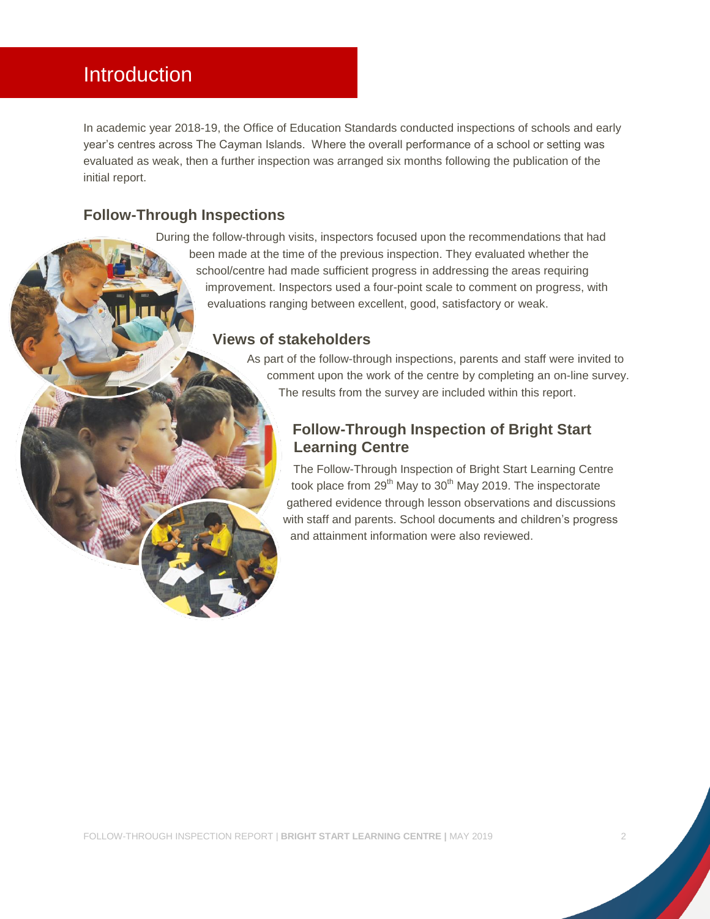# Introduction

In academic year 2018-19, the Office of Education Standards conducted inspections of schools and early year's centres across The Cayman Islands. Where the overall performance of a school or setting was evaluated as weak, then a further inspection was arranged six months following the publication of the initial report.

## Follow-Through Inspections

During the follow-through visits, inspectors focused upon the recommendations that had been made at the time of the previous inspection. They evaluated whether the school/centre had made sufficient progress in addressing the areas requiring improvement. Inspectors used a four-point scale to comment on progress, with evaluations ranging between excellent, good, satisfactory or weak.

## Views of stakeholders

As part of the follow-through inspections, parents and staff were invited to comment upon the work of the centre by completing an on-line survey. The results from the survey are included within this report.

## Follow-Through Inspection of Bright Start Learning Centre

The Follow-Through Inspection of Bright Start Learning Centre took place from 29th May to 30th May 2019. The inspectorate gathered evidence through lesson observations and discussions with staff and parents. School documents and children's progress and attainment information were also reviewed.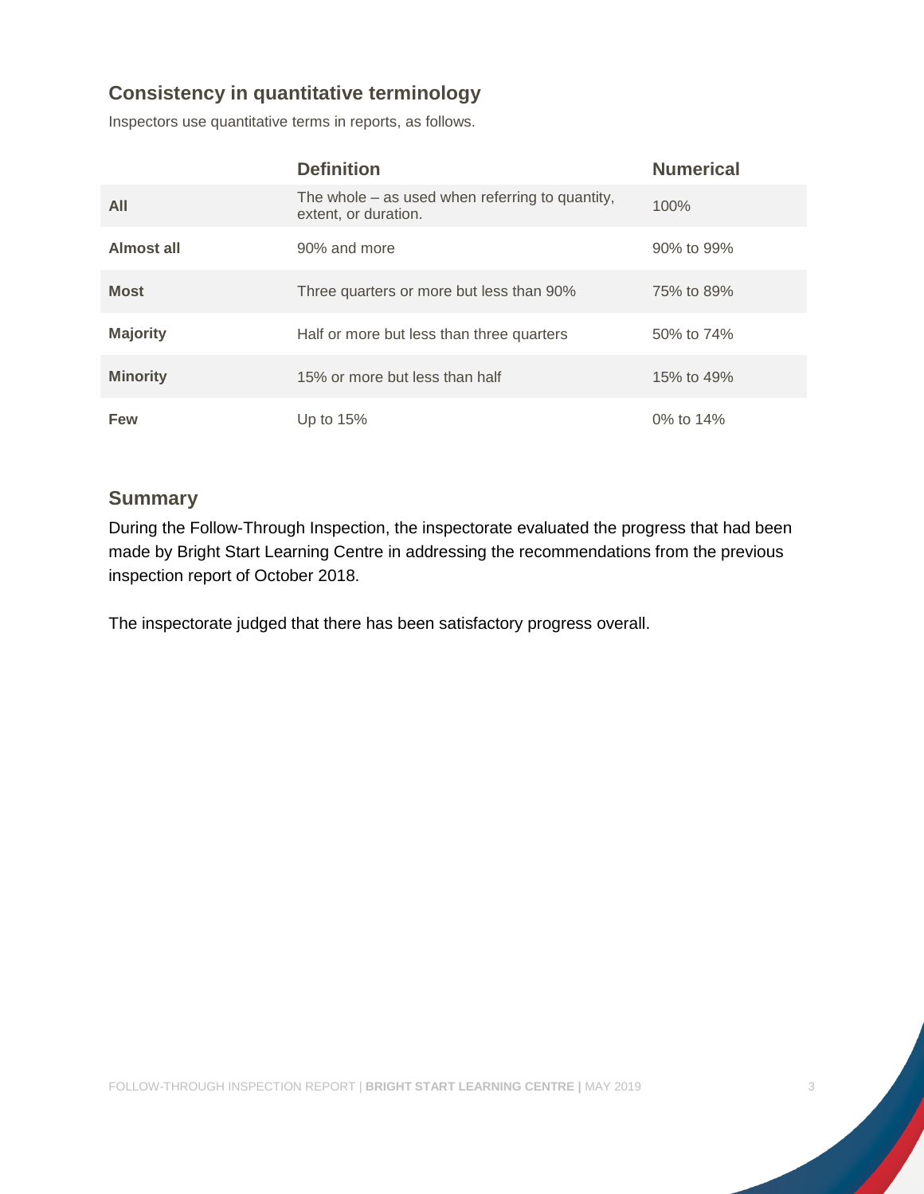## Consistency in quantitative terminology

Inspectors use quantitative terms in reports, as follows.

| | Definition | Numerical |
|---|---|---|
| **All** | The whole – as used when referring to quantity, extent, or duration. | 100% |
| **Almost all** | 90% and more | 90% to 99% |
| **Most** | Three quarters or more but less than 90% | 75% to 89% |
| **Majority** | Half or more but less than three quarters | 50% to 74% |
| **Minority** | 15% or more but less than half | 15% to 49% |
| **Few** | Up to 15% | 0% to 14% |

## Summary

During the Follow-Through Inspection, the inspectorate evaluated the progress that had been made by Bright Start Learning Centre in addressing the recommendations from the previous inspection report of October 2018.

The inspectorate judged that there has been satisfactory progress overall.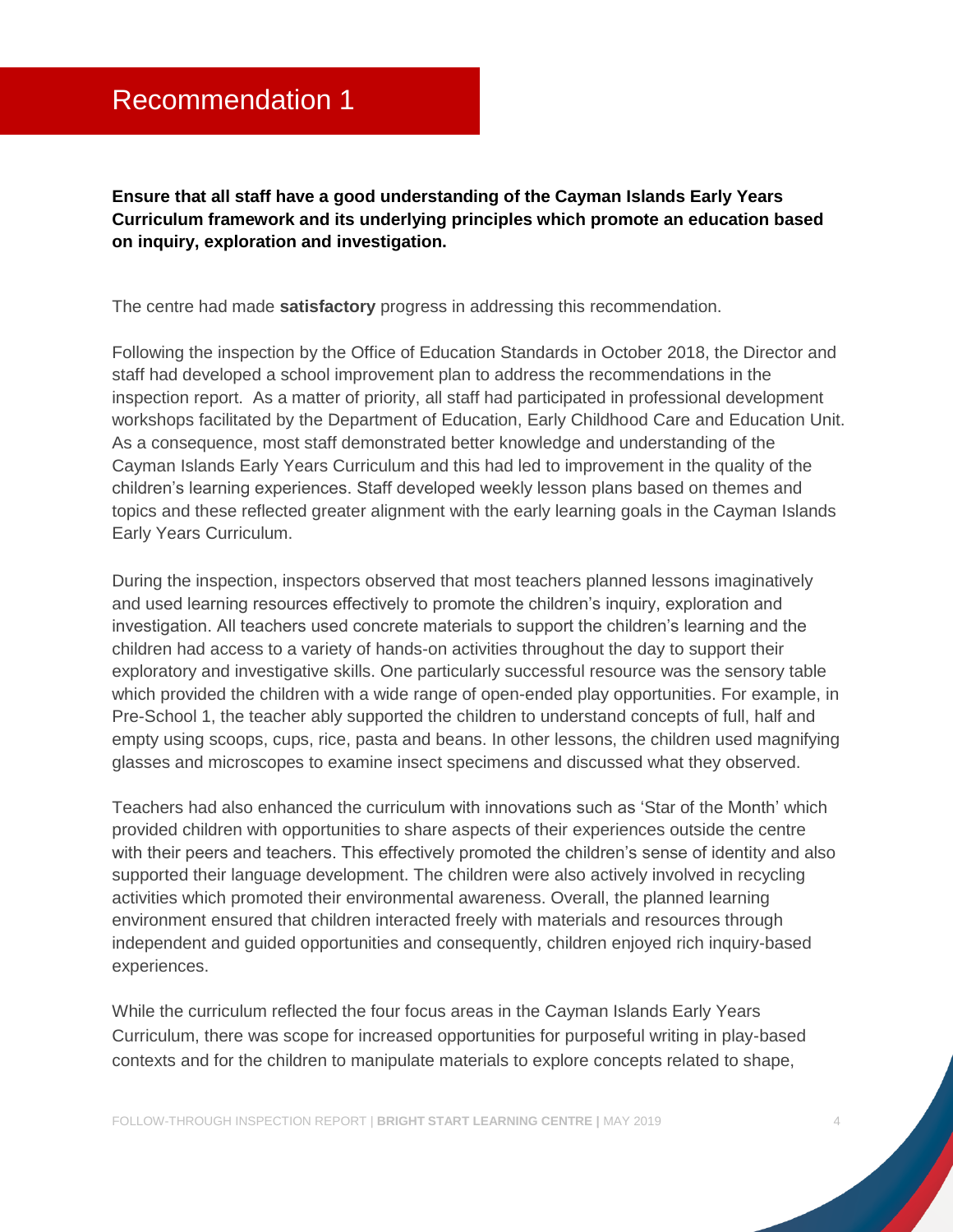# Recommendation 1

**Ensure that all staff have a good understanding of the Cayman Islands Early Years Curriculum framework and its underlying principles which promote an education based on inquiry, exploration and investigation.**

The centre had made **satisfactory** progress in addressing this recommendation.

Following the inspection by the Office of Education Standards in October 2018, the Director and staff had developed a school improvement plan to address the recommendations in the inspection report. As a matter of priority, all staff had participated in professional development workshops facilitated by the Department of Education, Early Childhood Care and Education Unit. As a consequence, most staff demonstrated better knowledge and understanding of the Cayman Islands Early Years Curriculum and this had led to improvement in the quality of the children's learning experiences. Staff developed weekly lesson plans based on themes and topics and these reflected greater alignment with the early learning goals in the Cayman Islands Early Years Curriculum.

During the inspection, inspectors observed that most teachers planned lessons imaginatively and used learning resources effectively to promote the children's inquiry, exploration and investigation. All teachers used concrete materials to support the children's learning and the children had access to a variety of hands-on activities throughout the day to support their exploratory and investigative skills. One particularly successful resource was the sensory table which provided the children with a wide range of open-ended play opportunities. For example, in Pre-School 1, the teacher ably supported the children to understand concepts of full, half and empty using scoops, cups, rice, pasta and beans. In other lessons, the children used magnifying glasses and microscopes to examine insect specimens and discussed what they observed.

Teachers had also enhanced the curriculum with innovations such as 'Star of the Month' which provided children with opportunities to share aspects of their experiences outside the centre with their peers and teachers. This effectively promoted the children's sense of identity and also supported their language development. The children were also actively involved in recycling activities which promoted their environmental awareness. Overall, the planned learning environment ensured that children interacted freely with materials and resources through independent and guided opportunities and consequently, children enjoyed rich inquiry-based experiences.

While the curriculum reflected the four focus areas in the Cayman Islands Early Years Curriculum, there was scope for increased opportunities for purposeful writing in play-based contexts and for the children to manipulate materials to explore concepts related to shape,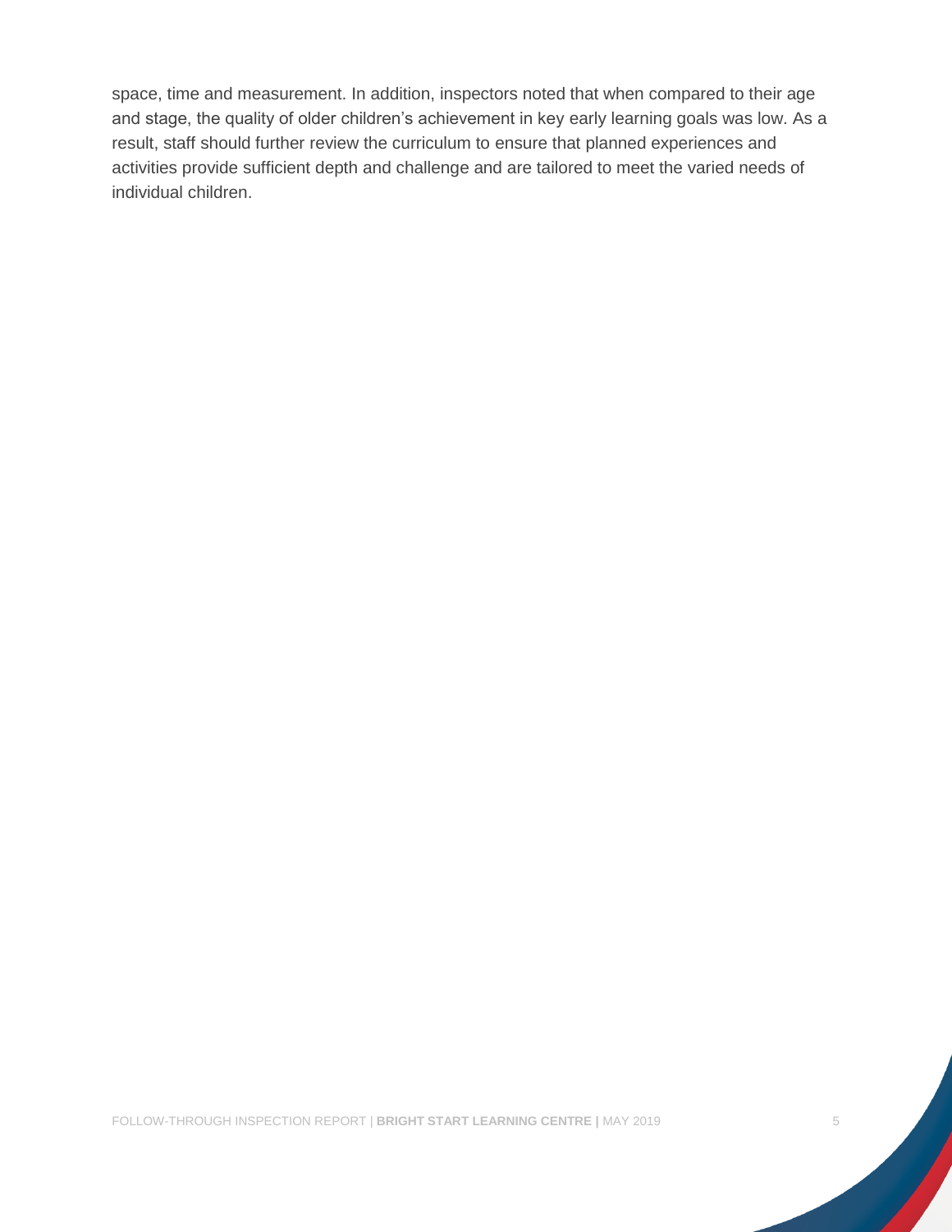space, time and measurement. In addition, inspectors noted that when compared to their age and stage, the quality of older children's achievement in key early learning goals was low. As a result, staff should further review the curriculum to ensure that planned experiences and activities provide sufficient depth and challenge and are tailored to meet the varied needs of individual children.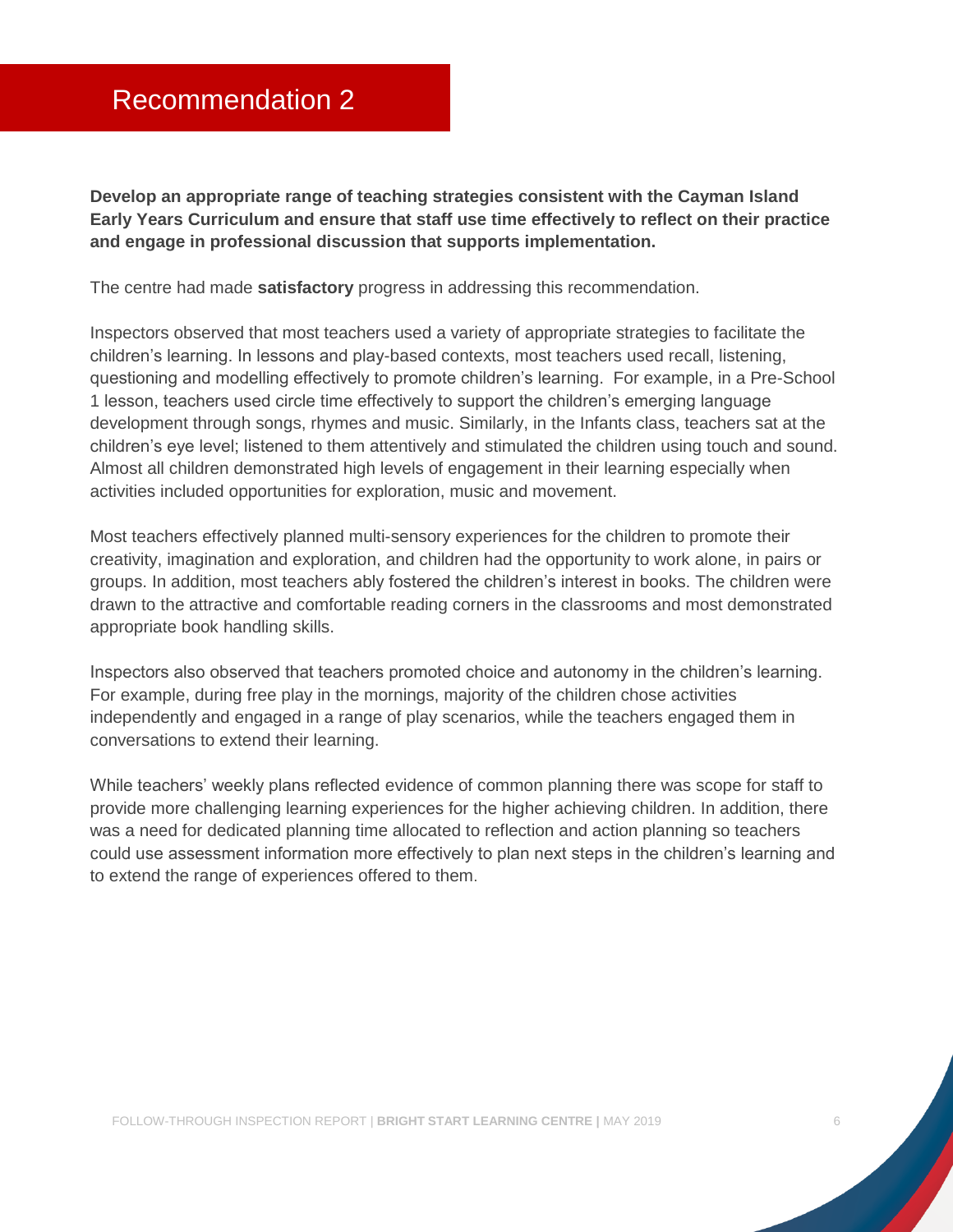## Recommendation 2

**Develop an appropriate range of teaching strategies consistent with the Cayman Island Early Years Curriculum and ensure that staff use time effectively to reflect on their practice and engage in professional discussion that supports implementation.**

The centre had made **satisfactory** progress in addressing this recommendation.

Inspectors observed that most teachers used a variety of appropriate strategies to facilitate the children's learning. In lessons and play-based contexts, most teachers used recall, listening, questioning and modelling effectively to promote children's learning. For example, in a Pre-School 1 lesson, teachers used circle time effectively to support the children's emerging language development through songs, rhymes and music. Similarly, in the Infants class, teachers sat at the children's eye level; listened to them attentively and stimulated the children using touch and sound. Almost all children demonstrated high levels of engagement in their learning especially when activities included opportunities for exploration, music and movement.

Most teachers effectively planned multi-sensory experiences for the children to promote their creativity, imagination and exploration, and children had the opportunity to work alone, in pairs or groups. In addition, most teachers ably fostered the children's interest in books. The children were drawn to the attractive and comfortable reading corners in the classrooms and most demonstrated appropriate book handling skills.

Inspectors also observed that teachers promoted choice and autonomy in the children's learning. For example, during free play in the mornings, majority of the children chose activities independently and engaged in a range of play scenarios, while the teachers engaged them in conversations to extend their learning.

While teachers' weekly plans reflected evidence of common planning there was scope for staff to provide more challenging learning experiences for the higher achieving children. In addition, there was a need for dedicated planning time allocated to reflection and action planning so teachers could use assessment information more effectively to plan next steps in the children's learning and to extend the range of experiences offered to them.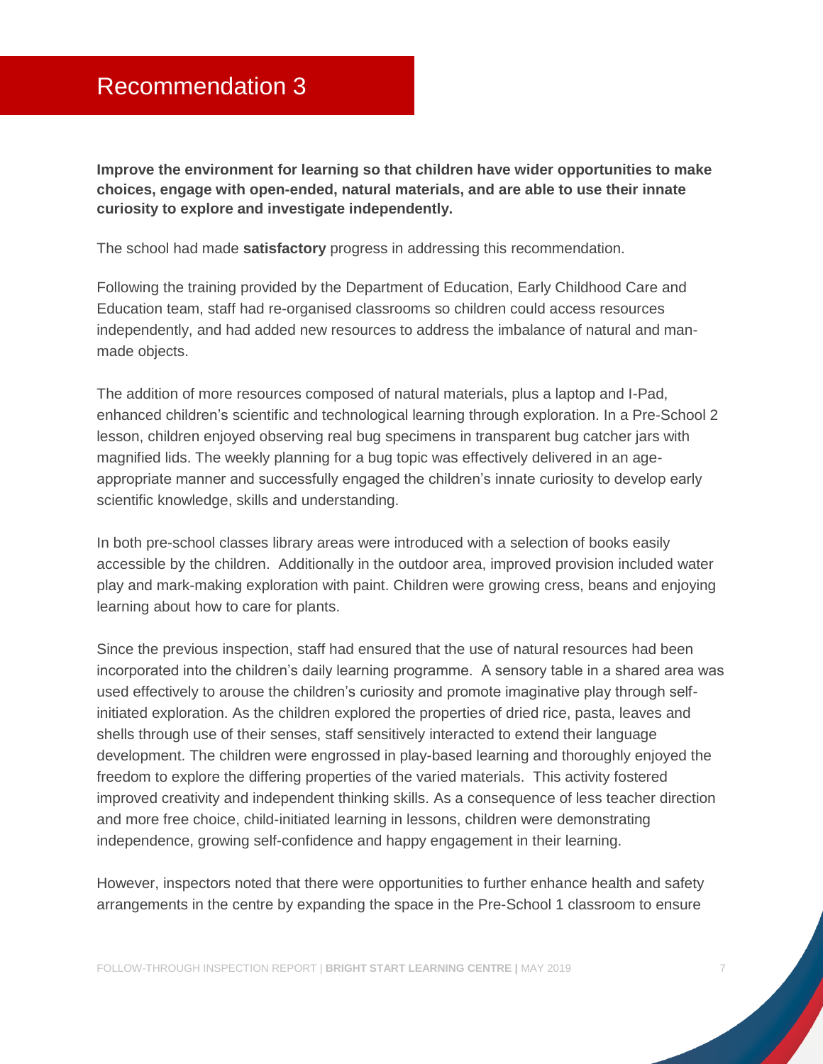## Recommendation 3

**Improve the environment for learning so that children have wider opportunities to make choices, engage with open-ended, natural materials, and are able to use their innate curiosity to explore and investigate independently.**

The school had made **satisfactory** progress in addressing this recommendation.

Following the training provided by the Department of Education, Early Childhood Care and Education team, staff had re-organised classrooms so children could access resources independently, and had added new resources to address the imbalance of natural and man-made objects.

The addition of more resources composed of natural materials, plus a laptop and I-Pad, enhanced children's scientific and technological learning through exploration. In a Pre-School 2 lesson, children enjoyed observing real bug specimens in transparent bug catcher jars with magnified lids. The weekly planning for a bug topic was effectively delivered in an age-appropriate manner and successfully engaged the children's innate curiosity to develop early scientific knowledge, skills and understanding.

In both pre-school classes library areas were introduced with a selection of books easily accessible by the children. Additionally in the outdoor area, improved provision included water play and mark-making exploration with paint. Children were growing cress, beans and enjoying learning about how to care for plants.

Since the previous inspection, staff had ensured that the use of natural resources had been incorporated into the children's daily learning programme. A sensory table in a shared area was used effectively to arouse the children's curiosity and promote imaginative play through self-initiated exploration. As the children explored the properties of dried rice, pasta, leaves and shells through use of their senses, staff sensitively interacted to extend their language development. The children were engrossed in play-based learning and thoroughly enjoyed the freedom to explore the differing properties of the varied materials. This activity fostered improved creativity and independent thinking skills. As a consequence of less teacher direction and more free choice, child-initiated learning in lessons, children were demonstrating independence, growing self-confidence and happy engagement in their learning.

However, inspectors noted that there were opportunities to further enhance health and safety arrangements in the centre by expanding the space in the Pre-School 1 classroom to ensure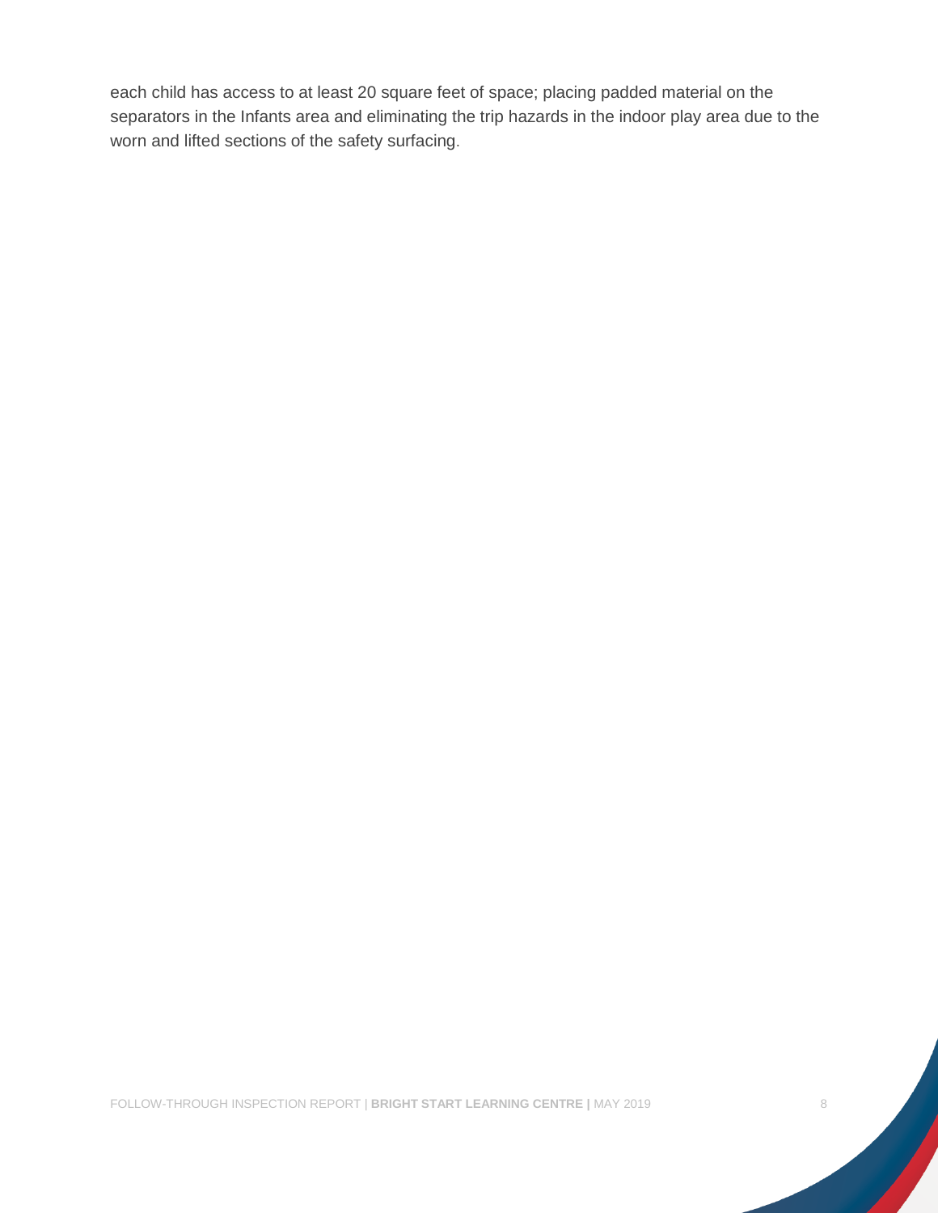each child has access to at least 20 square feet of space; placing padded material on the separators in the Infants area and eliminating the trip hazards in the indoor play area due to the worn and lifted sections of the safety surfacing.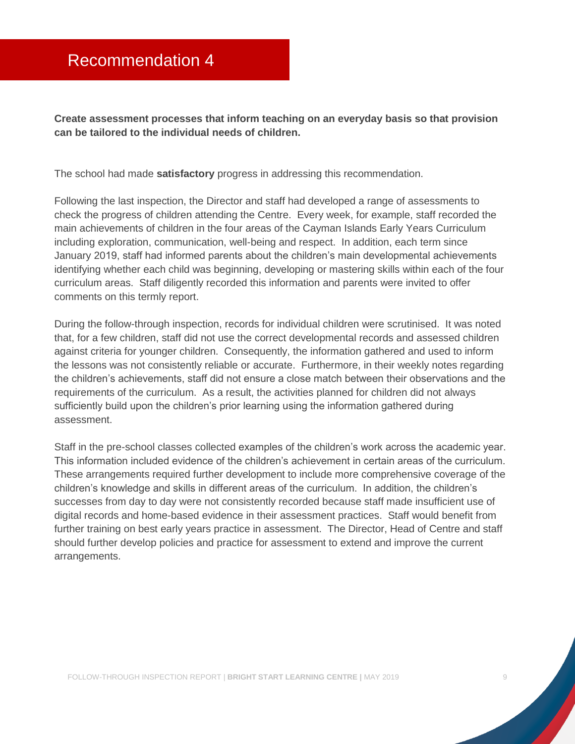# Recommendation 4

**Create assessment processes that inform teaching on an everyday basis so that provision can be tailored to the individual needs of children.**

The school had made **satisfactory** progress in addressing this recommendation.

Following the last inspection, the Director and staff had developed a range of assessments to check the progress of children attending the Centre. Every week, for example, staff recorded the main achievements of children in the four areas of the Cayman Islands Early Years Curriculum including exploration, communication, well-being and respect. In addition, each term since January 2019, staff had informed parents about the children's main developmental achievements identifying whether each child was beginning, developing or mastering skills within each of the four curriculum areas. Staff diligently recorded this information and parents were invited to offer comments on this termly report.

During the follow-through inspection, records for individual children were scrutinised. It was noted that, for a few children, staff did not use the correct developmental records and assessed children against criteria for younger children. Consequently, the information gathered and used to inform the lessons was not consistently reliable or accurate. Furthermore, in their weekly notes regarding the children's achievements, staff did not ensure a close match between their observations and the requirements of the curriculum. As a result, the activities planned for children did not always sufficiently build upon the children's prior learning using the information gathered during assessment.

Staff in the pre-school classes collected examples of the children's work across the academic year. This information included evidence of the children's achievement in certain areas of the curriculum. These arrangements required further development to include more comprehensive coverage of the children's knowledge and skills in different areas of the curriculum. In addition, the children's successes from day to day were not consistently recorded because staff made insufficient use of digital records and home-based evidence in their assessment practices. Staff would benefit from further training on best early years practice in assessment. The Director, Head of Centre and staff should further develop policies and practice for assessment to extend and improve the current arrangements.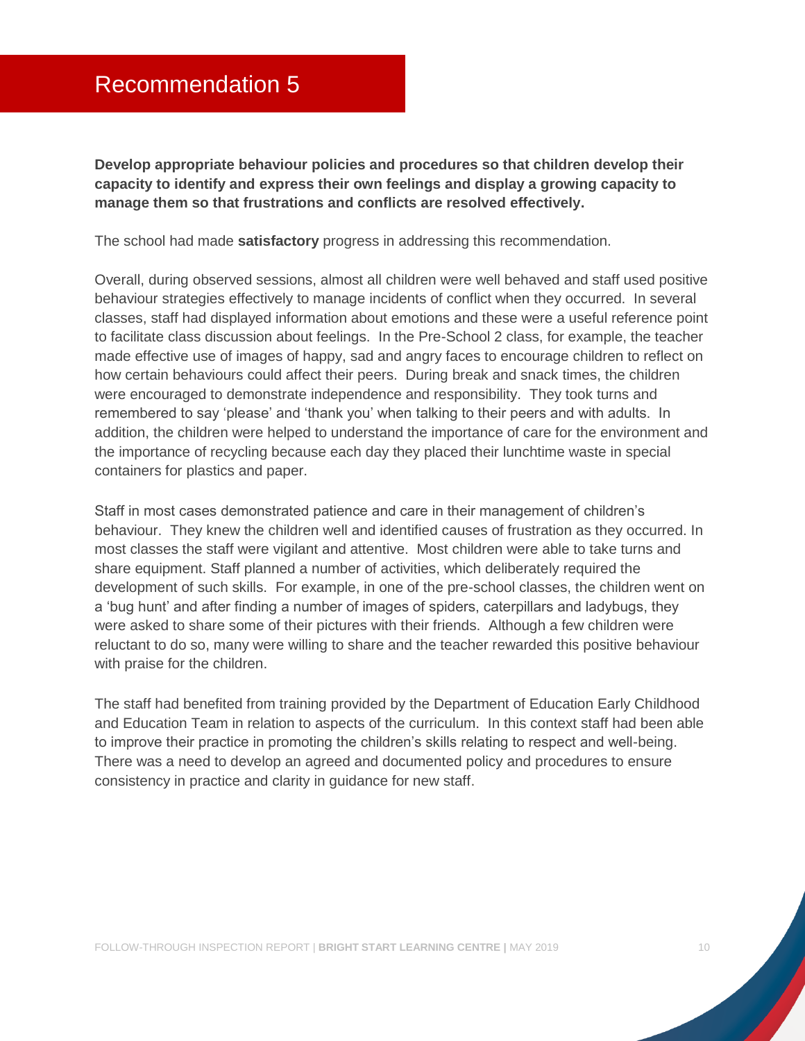# Recommendation 5

**Develop appropriate behaviour policies and procedures so that children develop their capacity to identify and express their own feelings and display a growing capacity to manage them so that frustrations and conflicts are resolved effectively.**

The school had made **satisfactory** progress in addressing this recommendation.

Overall, during observed sessions, almost all children were well behaved and staff used positive behaviour strategies effectively to manage incidents of conflict when they occurred. In several classes, staff had displayed information about emotions and these were a useful reference point to facilitate class discussion about feelings. In the Pre-School 2 class, for example, the teacher made effective use of images of happy, sad and angry faces to encourage children to reflect on how certain behaviours could affect their peers. During break and snack times, the children were encouraged to demonstrate independence and responsibility. They took turns and remembered to say 'please' and 'thank you' when talking to their peers and with adults. In addition, the children were helped to understand the importance of care for the environment and the importance of recycling because each day they placed their lunchtime waste in special containers for plastics and paper.

Staff in most cases demonstrated patience and care in their management of children's behaviour. They knew the children well and identified causes of frustration as they occurred. In most classes the staff were vigilant and attentive. Most children were able to take turns and share equipment. Staff planned a number of activities, which deliberately required the development of such skills. For example, in one of the pre-school classes, the children went on a 'bug hunt' and after finding a number of images of spiders, caterpillars and ladybugs, they were asked to share some of their pictures with their friends. Although a few children were reluctant to do so, many were willing to share and the teacher rewarded this positive behaviour with praise for the children.

The staff had benefited from training provided by the Department of Education Early Childhood and Education Team in relation to aspects of the curriculum. In this context staff had been able to improve their practice in promoting the children's skills relating to respect and well-being. There was a need to develop an agreed and documented policy and procedures to ensure consistency in practice and clarity in guidance for new staff.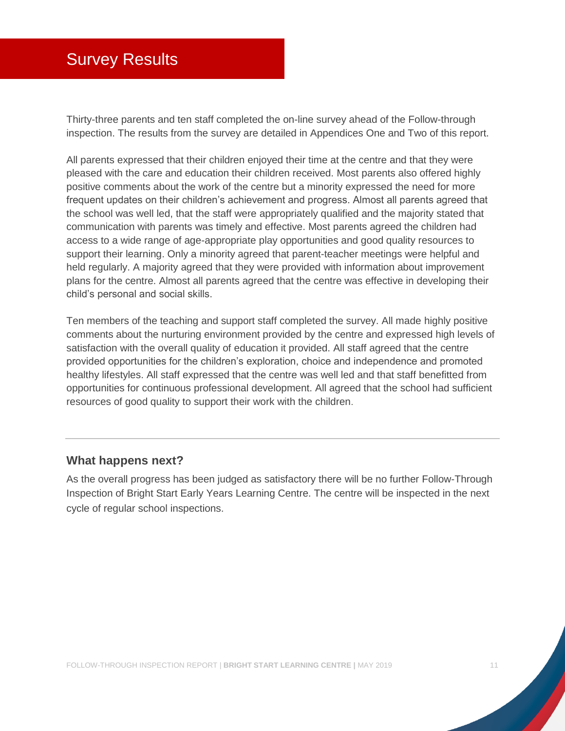# Survey Results

Thirty-three parents and ten staff completed the on-line survey ahead of the Follow-through inspection. The results from the survey are detailed in Appendices One and Two of this report.

All parents expressed that their children enjoyed their time at the centre and that they were pleased with the care and education their children received. Most parents also offered highly positive comments about the work of the centre but a minority expressed the need for more frequent updates on their children's achievement and progress. Almost all parents agreed that the school was well led, that the staff were appropriately qualified and the majority stated that communication with parents was timely and effective. Most parents agreed the children had access to a wide range of age-appropriate play opportunities and good quality resources to support their learning. Only a minority agreed that parent-teacher meetings were helpful and held regularly. A majority agreed that they were provided with information about improvement plans for the centre. Almost all parents agreed that the centre was effective in developing their child's personal and social skills.

Ten members of the teaching and support staff completed the survey. All made highly positive comments about the nurturing environment provided by the centre and expressed high levels of satisfaction with the overall quality of education it provided. All staff agreed that the centre provided opportunities for the children's exploration, choice and independence and promoted healthy lifestyles. All staff expressed that the centre was well led and that staff benefitted from opportunities for continuous professional development. All agreed that the school had sufficient resources of good quality to support their work with the children.

---

### What happens next?

As the overall progress has been judged as satisfactory there will be no further Follow-Through Inspection of Bright Start Early Years Learning Centre. The centre will be inspected in the next cycle of regular school inspections.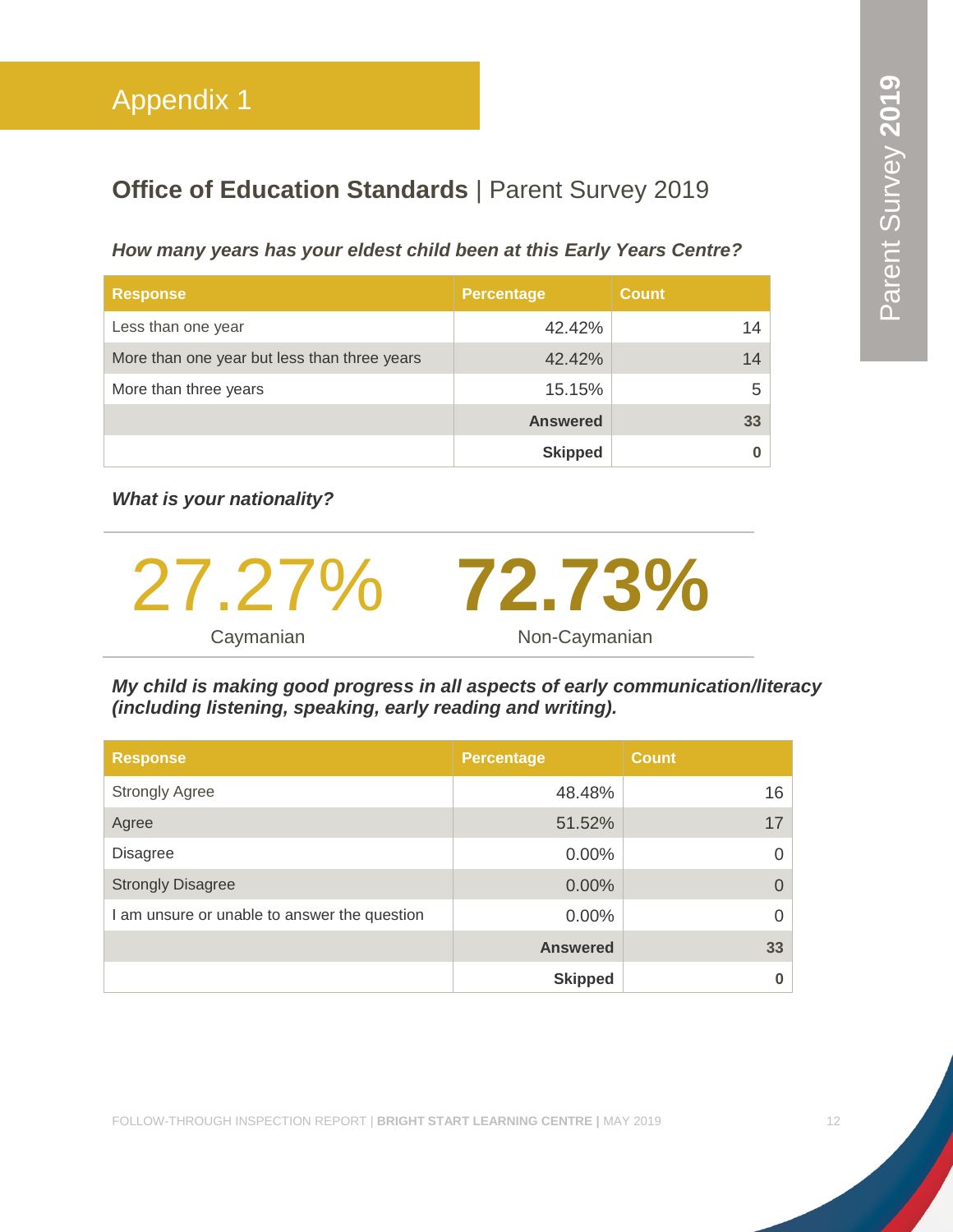# Appendix 1

## Office of Education Standards | Parent Survey 2019

***How many years has your eldest child been at this Early Years Centre?***

| Response | Percentage | Count |
|---|---|---|
| Less than one year | 42.42% | 14 |
| More than one year but less than three years | 42.42% | 14 |
| More than three years | 15.15% | 5 |
| | **Answered** | **33** |
| | **Skipped** | **0** |

***What is your nationality?***

| 27.27% | 72.73% |
|---|---|
| Caymanian | Non-Caymanian |

***My child is making good progress in all aspects of early communication/literacy (including listening, speaking, early reading and writing).***

| Response | Percentage | Count |
|---|---|---|
| Strongly Agree | 48.48% | 16 |
| Agree | 51.52% | 17 |
| Disagree | 0.00% | 0 |
| Strongly Disagree | 0.00% | 0 |
| I am unsure or unable to answer the question | 0.00% | 0 |
| | **Answered** | **33** |
| | **Skipped** | **0** |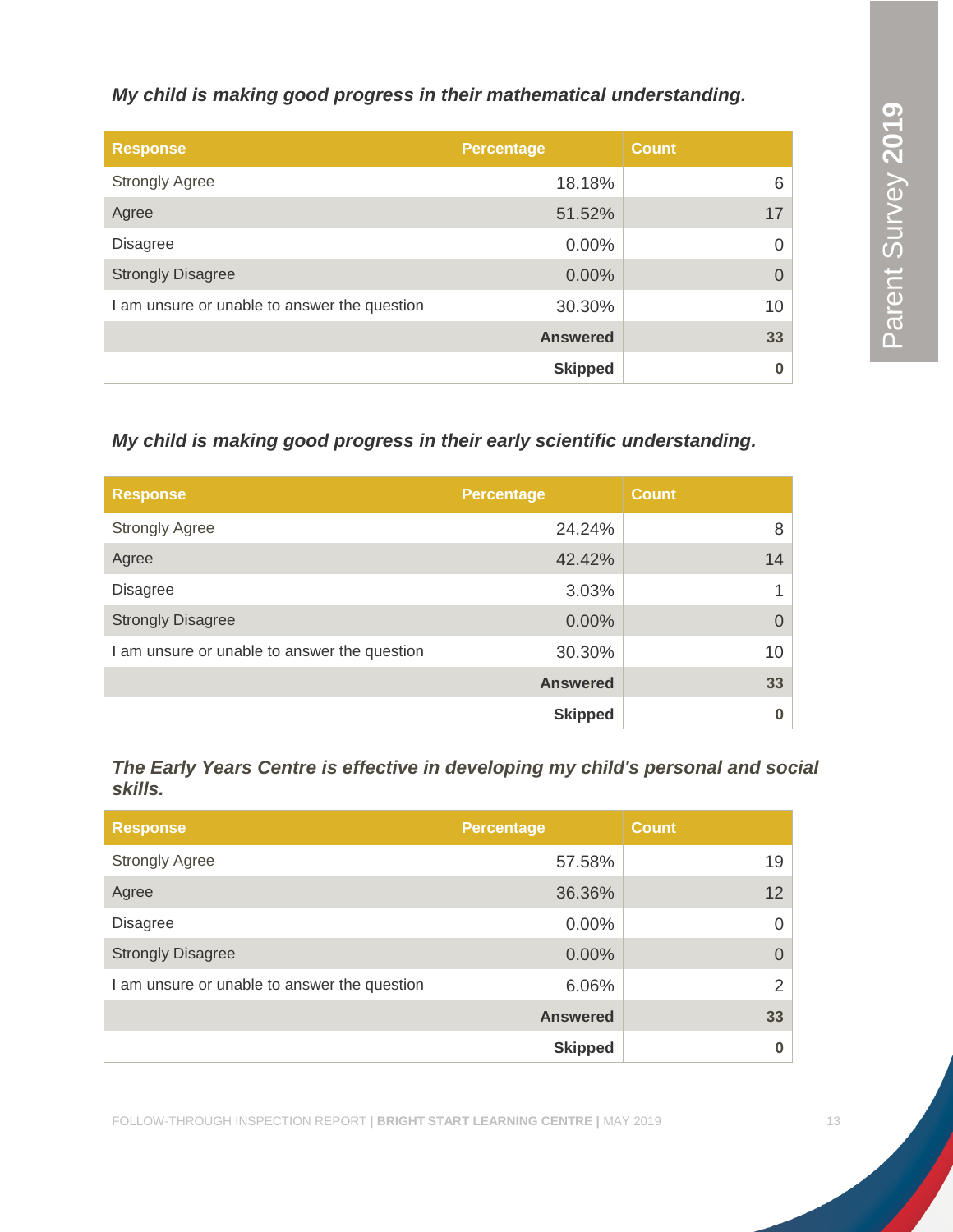*My child is making good progress in their mathematical understanding.*

| Response | Percentage | Count |
|---|---|---|
| Strongly Agree | 18.18% | 6 |
| Agree | 51.52% | 17 |
| Disagree | 0.00% | 0 |
| Strongly Disagree | 0.00% | 0 |
| I am unsure or unable to answer the question | 30.30% | 10 |
| | **Answered** | **33** |
| | **Skipped** | **0** |

*My child is making good progress in their early scientific understanding.*

| Response | Percentage | Count |
|---|---|---|
| Strongly Agree | 24.24% | 8 |
| Agree | 42.42% | 14 |
| Disagree | 3.03% | 1 |
| Strongly Disagree | 0.00% | 0 |
| I am unsure or unable to answer the question | 30.30% | 10 |
| | **Answered** | **33** |
| | **Skipped** | **0** |

*The Early Years Centre is effective in developing my child's personal and social skills.*

| Response | Percentage | Count |
|---|---|---|
| Strongly Agree | 57.58% | 19 |
| Agree | 36.36% | 12 |
| Disagree | 0.00% | 0 |
| Strongly Disagree | 0.00% | 0 |
| I am unsure or unable to answer the question | 6.06% | 2 |
| | **Answered** | **33** |
| | **Skipped** | **0** |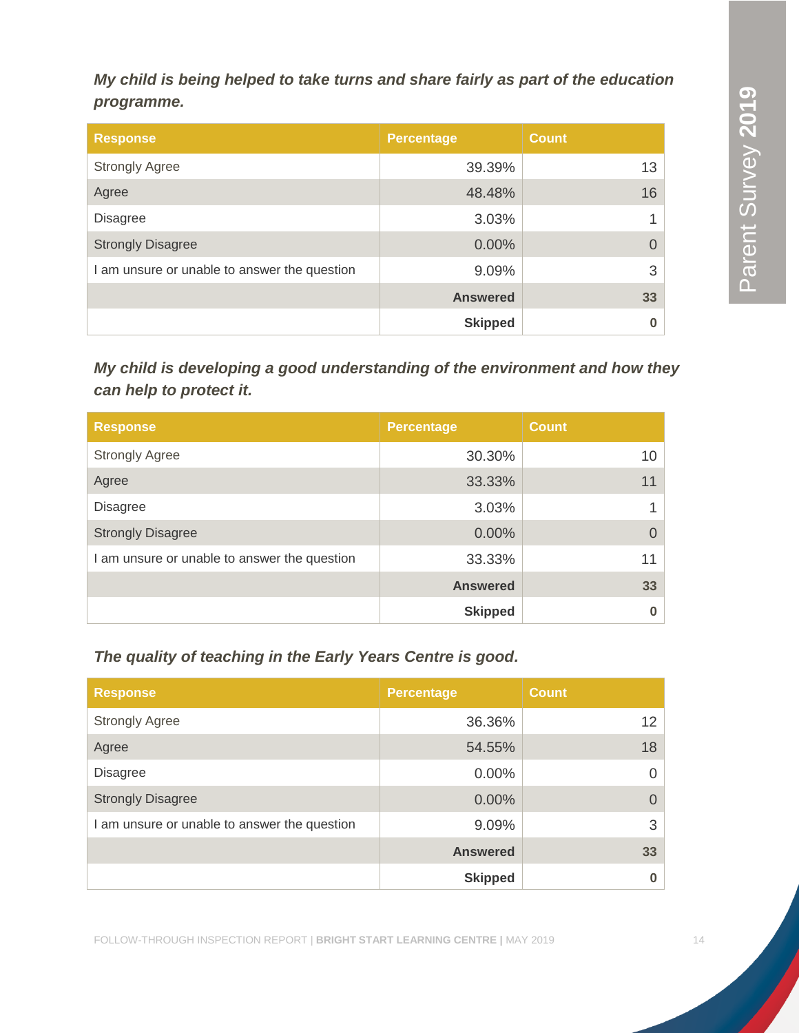***My child is being helped to take turns and share fairly as part of the education programme.***

| Response | Percentage | Count |
|---|---|---|
| Strongly Agree | 39.39% | 13 |
| Agree | 48.48% | 16 |
| Disagree | 3.03% | 1 |
| Strongly Disagree | 0.00% | 0 |
| I am unsure or unable to answer the question | 9.09% | 3 |
| | **Answered** | **33** |
| | **Skipped** | **0** |

***My child is developing a good understanding of the environment and how they can help to protect it.***

| Response | Percentage | Count |
|---|---|---|
| Strongly Agree | 30.30% | 10 |
| Agree | 33.33% | 11 |
| Disagree | 3.03% | 1 |
| Strongly Disagree | 0.00% | 0 |
| I am unsure or unable to answer the question | 33.33% | 11 |
| | **Answered** | **33** |
| | **Skipped** | **0** |

***The quality of teaching in the Early Years Centre is good.***

| Response | Percentage | Count |
|---|---|---|
| Strongly Agree | 36.36% | 12 |
| Agree | 54.55% | 18 |
| Disagree | 0.00% | 0 |
| Strongly Disagree | 0.00% | 0 |
| I am unsure or unable to answer the question | 9.09% | 3 |
| | **Answered** | **33** |
| | **Skipped** | **0** |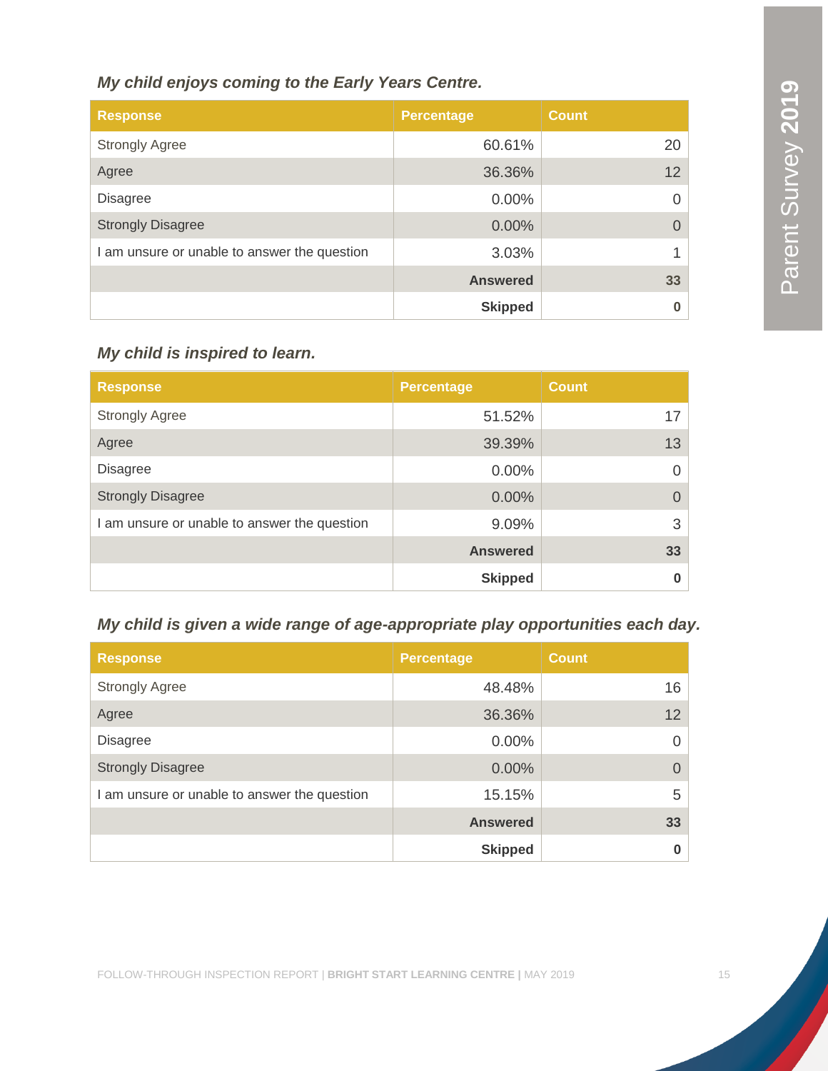### *My child enjoys coming to the Early Years Centre.*

| Response | Percentage | Count |
| --- | --- | --- |
| Strongly Agree | 60.61% | 20 |
| Agree | 36.36% | 12 |
| Disagree | 0.00% | 0 |
| Strongly Disagree | 0.00% | 0 |
| I am unsure or unable to answer the question | 3.03% | 1 |
| | **Answered** | **33** |
| | **Skipped** | **0** |

### *My child is inspired to learn.*

| Response | Percentage | Count |
| --- | --- | --- |
| Strongly Agree | 51.52% | 17 |
| Agree | 39.39% | 13 |
| Disagree | 0.00% | 0 |
| Strongly Disagree | 0.00% | 0 |
| I am unsure or unable to answer the question | 9.09% | 3 |
| | **Answered** | **33** |
| | **Skipped** | **0** |

### *My child is given a wide range of age-appropriate play opportunities each day.*

| Response | Percentage | Count |
| --- | --- | --- |
| Strongly Agree | 48.48% | 16 |
| Agree | 36.36% | 12 |
| Disagree | 0.00% | 0 |
| Strongly Disagree | 0.00% | 0 |
| I am unsure or unable to answer the question | 15.15% | 5 |
| | **Answered** | **33** |
| | **Skipped** | **0** |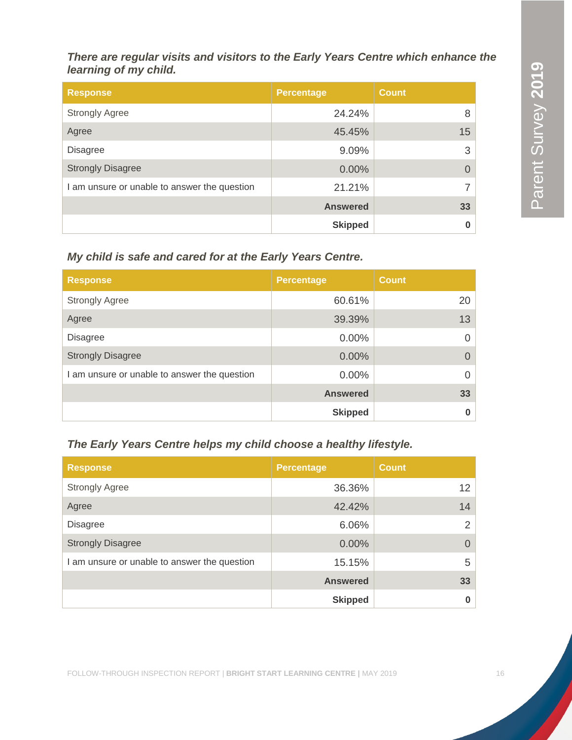***There are regular visits and visitors to the Early Years Centre which enhance the learning of my child.***

| Response | Percentage | Count |
|---|---|---|
| Strongly Agree | 24.24% | 8 |
| Agree | 45.45% | 15 |
| Disagree | 9.09% | 3 |
| Strongly Disagree | 0.00% | 0 |
| I am unsure or unable to answer the question | 21.21% | 7 |
| | **Answered** | **33** |
| | **Skipped** | **0** |

***My child is safe and cared for at the Early Years Centre.***

| Response | Percentage | Count |
|---|---|---|
| Strongly Agree | 60.61% | 20 |
| Agree | 39.39% | 13 |
| Disagree | 0.00% | 0 |
| Strongly Disagree | 0.00% | 0 |
| I am unsure or unable to answer the question | 0.00% | 0 |
| | **Answered** | **33** |
| | **Skipped** | **0** |

***The Early Years Centre helps my child choose a healthy lifestyle.***

| Response | Percentage | Count |
|---|---|---|
| Strongly Agree | 36.36% | 12 |
| Agree | 42.42% | 14 |
| Disagree | 6.06% | 2 |
| Strongly Disagree | 0.00% | 0 |
| I am unsure or unable to answer the question | 15.15% | 5 |
| | **Answered** | **33** |
| | **Skipped** | **0** |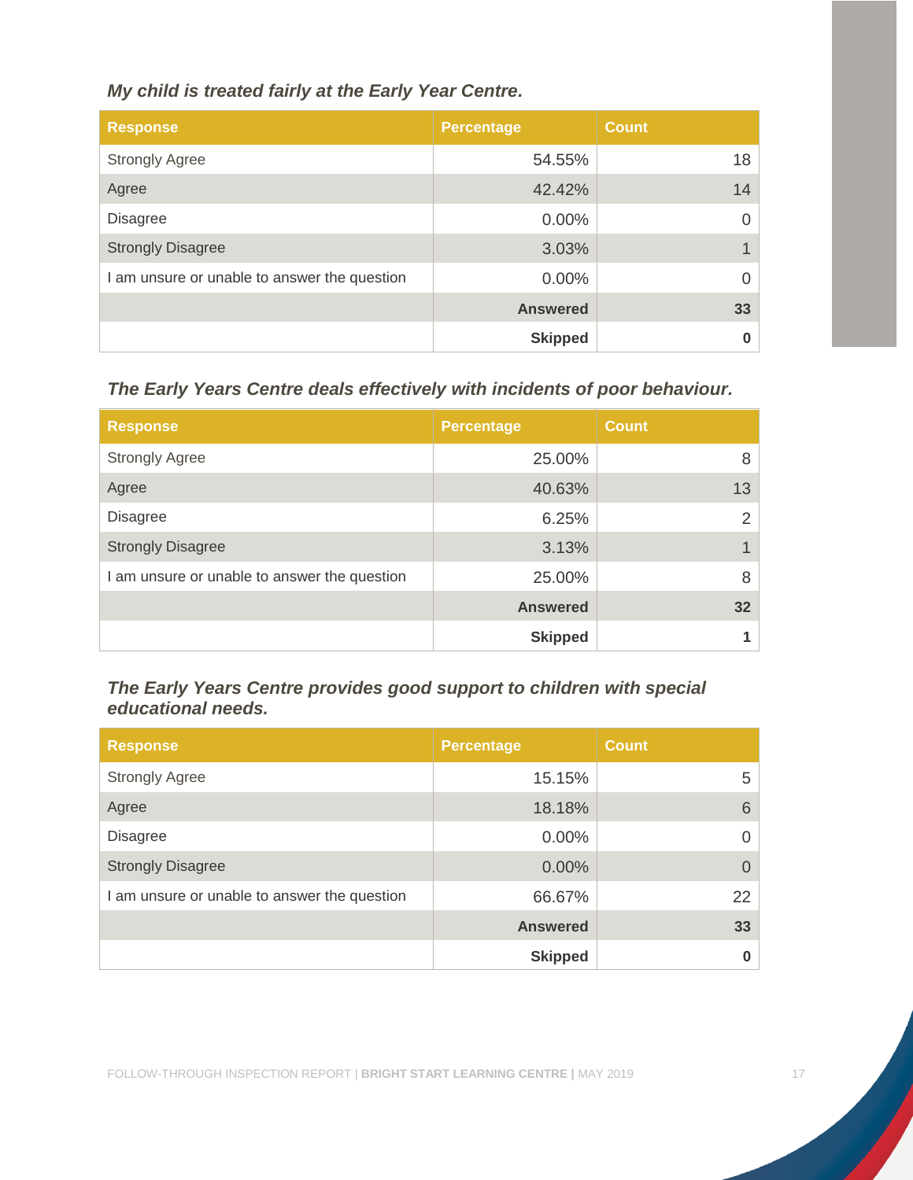*My child is treated fairly at the Early Year Centre.*

| Response | Percentage | Count |
|---|---|---|
| Strongly Agree | 54.55% | 18 |
| Agree | 42.42% | 14 |
| Disagree | 0.00% | 0 |
| Strongly Disagree | 3.03% | 1 |
| I am unsure or unable to answer the question | 0.00% | 0 |
| | **Answered** | **33** |
| | **Skipped** | **0** |

*The Early Years Centre deals effectively with incidents of poor behaviour.*

| Response | Percentage | Count |
|---|---|---|
| Strongly Agree | 25.00% | 8 |
| Agree | 40.63% | 13 |
| Disagree | 6.25% | 2 |
| Strongly Disagree | 3.13% | 1 |
| I am unsure or unable to answer the question | 25.00% | 8 |
| | **Answered** | **32** |
| | **Skipped** | **1** |

*The Early Years Centre provides good support to children with special educational needs.*

| Response | Percentage | Count |
|---|---|---|
| Strongly Agree | 15.15% | 5 |
| Agree | 18.18% | 6 |
| Disagree | 0.00% | 0 |
| Strongly Disagree | 0.00% | 0 |
| I am unsure or unable to answer the question | 66.67% | 22 |
| | **Answered** | **33** |
| | **Skipped** | **0** |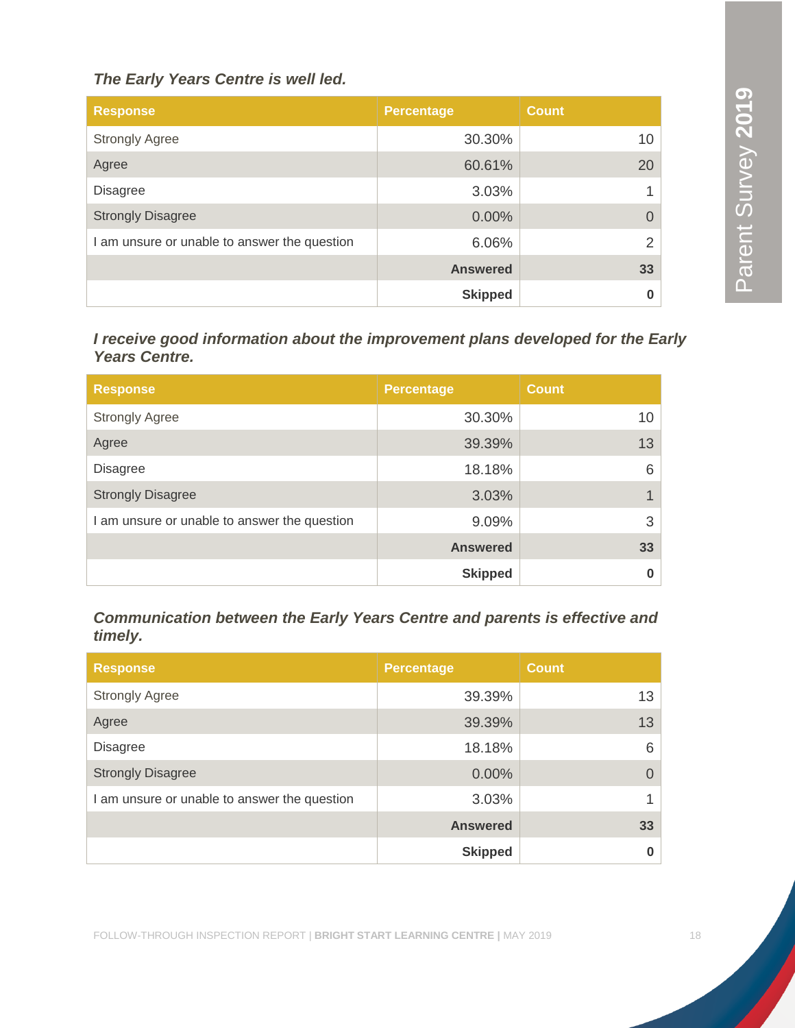*The Early Years Centre is well led.*

| Response | Percentage | Count |
|---|---|---|
| Strongly Agree | 30.30% | 10 |
| Agree | 60.61% | 20 |
| Disagree | 3.03% | 1 |
| Strongly Disagree | 0.00% | 0 |
| I am unsure or unable to answer the question | 6.06% | 2 |
| | **Answered** | **33** |
| | **Skipped** | **0** |

*I receive good information about the improvement plans developed for the Early Years Centre.*

| Response | Percentage | Count |
|---|---|---|
| Strongly Agree | 30.30% | 10 |
| Agree | 39.39% | 13 |
| Disagree | 18.18% | 6 |
| Strongly Disagree | 3.03% | 1 |
| I am unsure or unable to answer the question | 9.09% | 3 |
| | **Answered** | **33** |
| | **Skipped** | **0** |

*Communication between the Early Years Centre and parents is effective and timely.*

| Response | Percentage | Count |
|---|---|---|
| Strongly Agree | 39.39% | 13 |
| Agree | 39.39% | 13 |
| Disagree | 18.18% | 6 |
| Strongly Disagree | 0.00% | 0 |
| I am unsure or unable to answer the question | 3.03% | 1 |
| | **Answered** | **33** |
| | **Skipped** | **0** |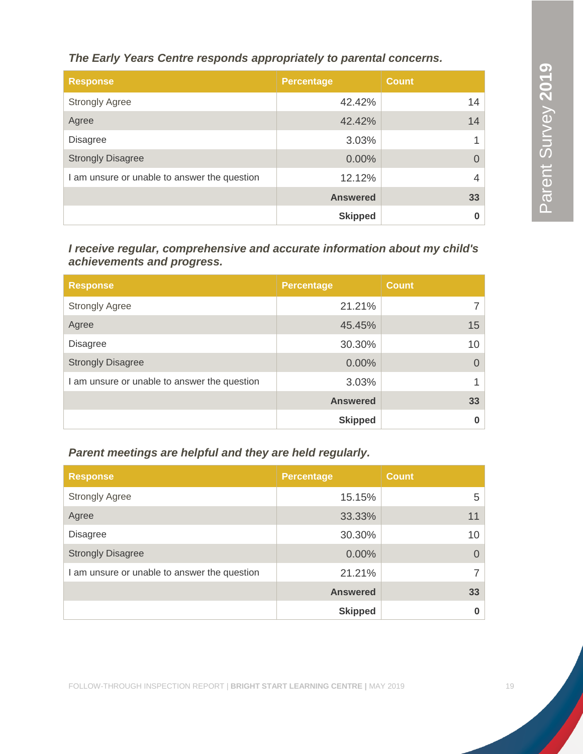***The Early Years Centre responds appropriately to parental concerns.***

| Response | Percentage | Count |
|---|---|---|
| Strongly Agree | 42.42% | 14 |
| Agree | 42.42% | 14 |
| Disagree | 3.03% | 1 |
| Strongly Disagree | 0.00% | 0 |
| I am unsure or unable to answer the question | 12.12% | 4 |
| | **Answered** | **33** |
| | **Skipped** | **0** |

***I receive regular, comprehensive and accurate information about my child's achievements and progress.***

| Response | Percentage | Count |
|---|---|---|
| Strongly Agree | 21.21% | 7 |
| Agree | 45.45% | 15 |
| Disagree | 30.30% | 10 |
| Strongly Disagree | 0.00% | 0 |
| I am unsure or unable to answer the question | 3.03% | 1 |
| | **Answered** | **33** |
| | **Skipped** | **0** |

***Parent meetings are helpful and they are held regularly.***

| Response | Percentage | Count |
|---|---|---|
| Strongly Agree | 15.15% | 5 |
| Agree | 33.33% | 11 |
| Disagree | 30.30% | 10 |
| Strongly Disagree | 0.00% | 0 |
| I am unsure or unable to answer the question | 21.21% | 7 |
| | **Answered** | **33** |
| | **Skipped** | **0** |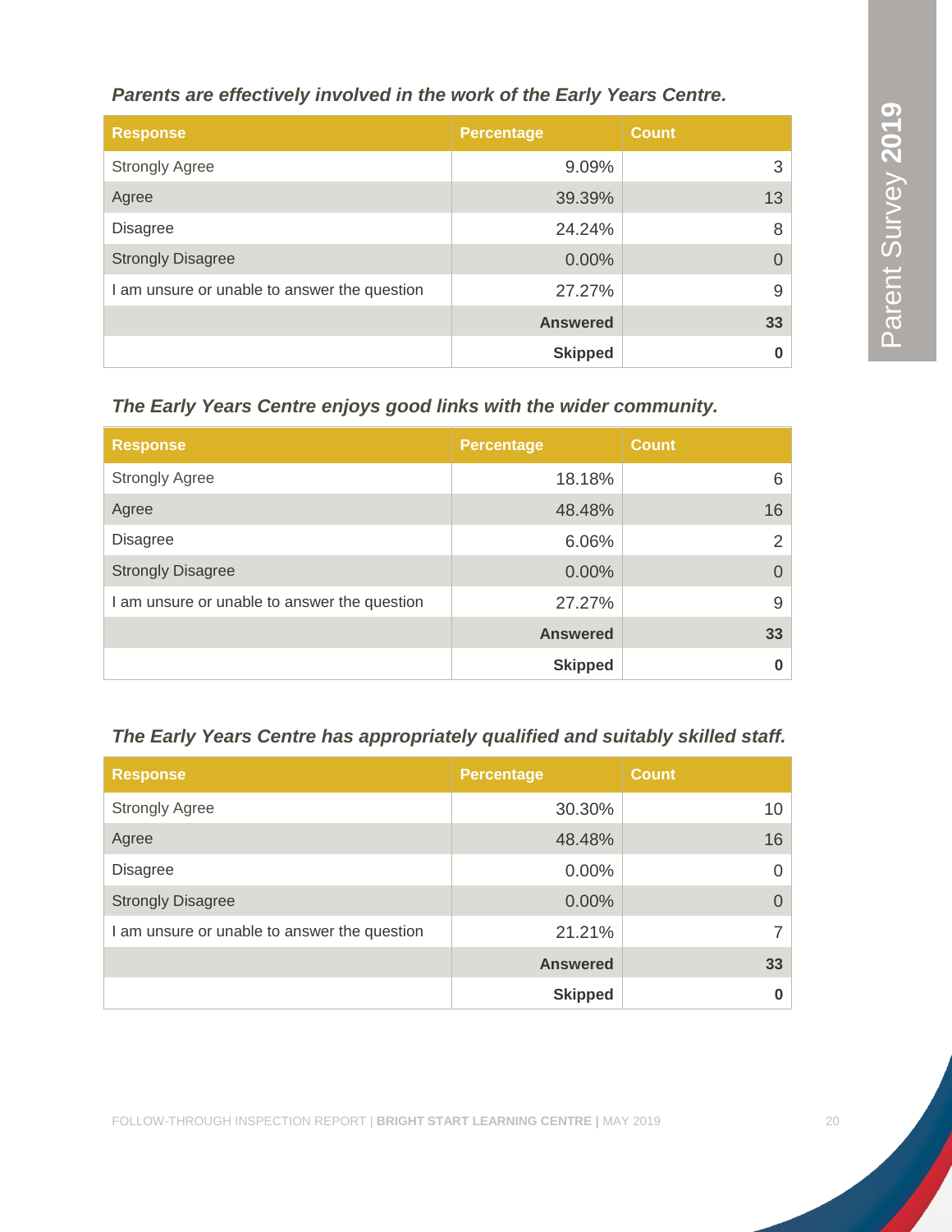*Parents are effectively involved in the work of the Early Years Centre.*

| Response | Percentage | Count |
|---|---|---|
| Strongly Agree | 9.09% | 3 |
| Agree | 39.39% | 13 |
| Disagree | 24.24% | 8 |
| Strongly Disagree | 0.00% | 0 |
| I am unsure or unable to answer the question | 27.27% | 9 |
| | **Answered** | **33** |
| | **Skipped** | **0** |

*The Early Years Centre enjoys good links with the wider community.*

| Response | Percentage | Count |
|---|---|---|
| Strongly Agree | 18.18% | 6 |
| Agree | 48.48% | 16 |
| Disagree | 6.06% | 2 |
| Strongly Disagree | 0.00% | 0 |
| I am unsure or unable to answer the question | 27.27% | 9 |
| | **Answered** | **33** |
| | **Skipped** | **0** |

*The Early Years Centre has appropriately qualified and suitably skilled staff.*

| Response | Percentage | Count |
|---|---|---|
| Strongly Agree | 30.30% | 10 |
| Agree | 48.48% | 16 |
| Disagree | 0.00% | 0 |
| Strongly Disagree | 0.00% | 0 |
| I am unsure or unable to answer the question | 21.21% | 7 |
| | **Answered** | **33** |
| | **Skipped** | **0** |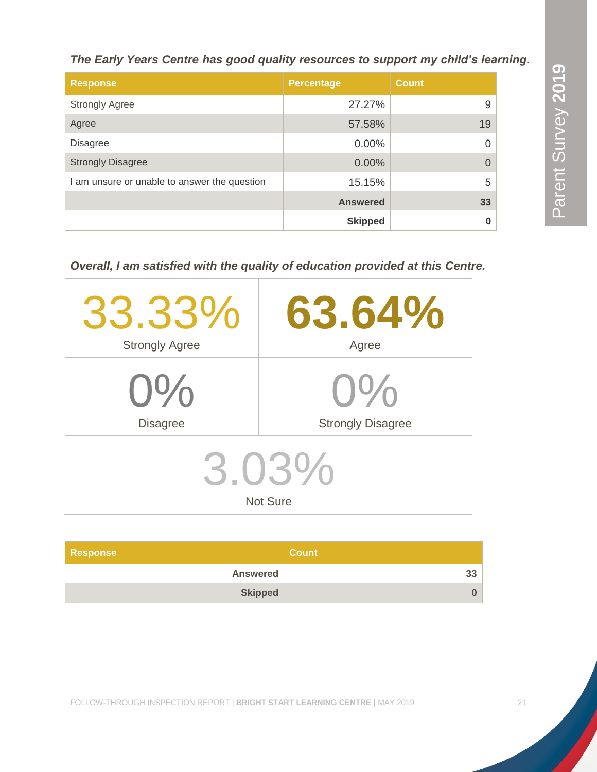*The Early Years Centre has good quality resources to support my child's learning.*

| Response | Percentage | Count |
|---|---|---|
| Strongly Agree | 27.27% | 9 |
| Agree | 57.58% | 19 |
| Disagree | 0.00% | 0 |
| Strongly Disagree | 0.00% | 0 |
| I am unsure or unable to answer the question | 15.15% | 5 |
| | **Answered** | **33** |
| | **Skipped** | **0** |

*Overall, I am satisfied with the quality of education provided at this Centre.*

| | |
|---|---|
| 33.33%<br>Strongly Agree | **63.64%**<br>Agree |
| 0%<br>Disagree | 0%<br>Strongly Disagree |

3.03%
Not Sure

| Response | Count |
|---|---|
| **Answered** | **33** |
| **Skipped** | **0** |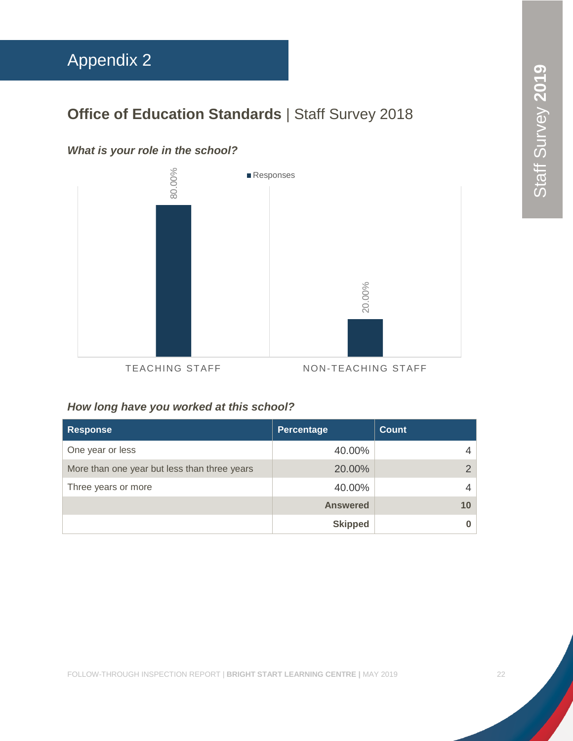# Appendix 2

## **Office of Education Standards** | Staff Survey 2018

### *What is your role in the school?*

| Role | Responses |
|---|---|
| TEACHING STAFF | 80.00% |
| NON-TEACHING STAFF | 20.00% |

### *How long have you worked at this school?*

| Response | Percentage | Count |
|---|---|---|
| One year or less | 40.00% | 4 |
| More than one year but less than three years | 20.00% | 2 |
| Three years or more | 40.00% | 4 |
| | **Answered** | **10** |
| | **Skipped** | **0** |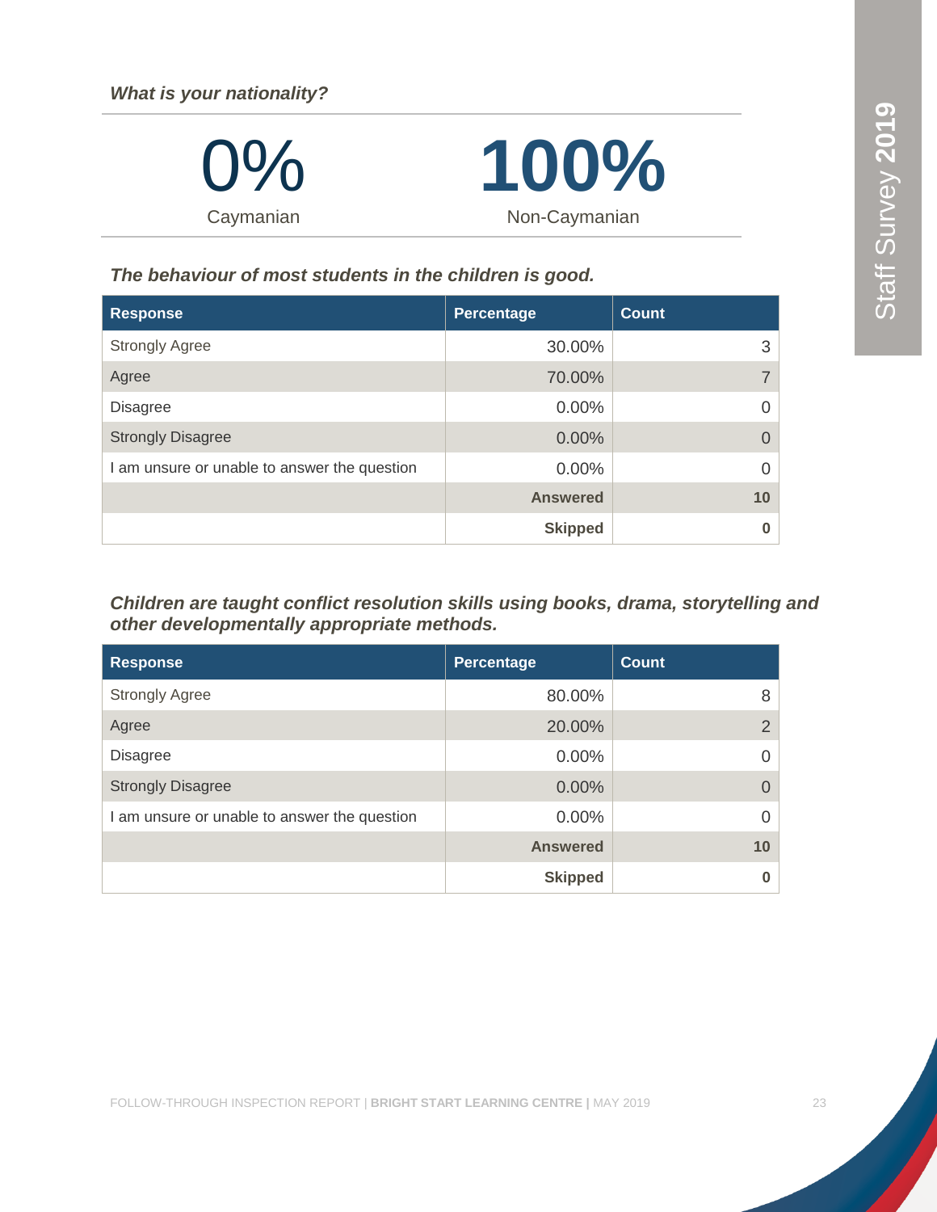### What is your nationality?

| 0% | 100% |
|---|---|
| Caymanian | Non-Caymanian |

### The behaviour of most students in the children is good.

| Response | Percentage | Count |
|---|---|---|
| Strongly Agree | 30.00% | 3 |
| Agree | 70.00% | 7 |
| Disagree | 0.00% | 0 |
| Strongly Disagree | 0.00% | 0 |
| I am unsure or unable to answer the question | 0.00% | 0 |
| | **Answered** | **10** |
| | **Skipped** | **0** |

### Children are taught conflict resolution skills using books, drama, storytelling and other developmentally appropriate methods.

| Response | Percentage | Count |
|---|---|---|
| Strongly Agree | 80.00% | 8 |
| Agree | 20.00% | 2 |
| Disagree | 0.00% | 0 |
| Strongly Disagree | 0.00% | 0 |
| I am unsure or unable to answer the question | 0.00% | 0 |
| | **Answered** | **10** |
| | **Skipped** | **0** |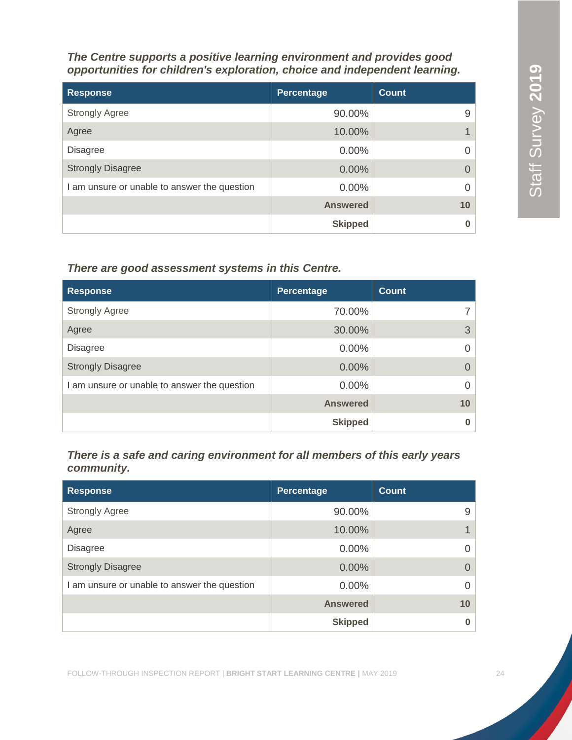***The Centre supports a positive learning environment and provides good opportunities for children's exploration, choice and independent learning.***

| Response | Percentage | Count |
|---|---|---|
| Strongly Agree | 90.00% | 9 |
| Agree | 10.00% | 1 |
| Disagree | 0.00% | 0 |
| Strongly Disagree | 0.00% | 0 |
| I am unsure or unable to answer the question | 0.00% | 0 |
| | **Answered** | **10** |
| | **Skipped** | **0** |

***There are good assessment systems in this Centre.***

| Response | Percentage | Count |
|---|---|---|
| Strongly Agree | 70.00% | 7 |
| Agree | 30.00% | 3 |
| Disagree | 0.00% | 0 |
| Strongly Disagree | 0.00% | 0 |
| I am unsure or unable to answer the question | 0.00% | 0 |
| | **Answered** | **10** |
| | **Skipped** | **0** |

***There is a safe and caring environment for all members of this early years community.***

| Response | Percentage | Count |
|---|---|---|
| Strongly Agree | 90.00% | 9 |
| Agree | 10.00% | 1 |
| Disagree | 0.00% | 0 |
| Strongly Disagree | 0.00% | 0 |
| I am unsure or unable to answer the question | 0.00% | 0 |
| | **Answered** | **10** |
| | **Skipped** | **0** |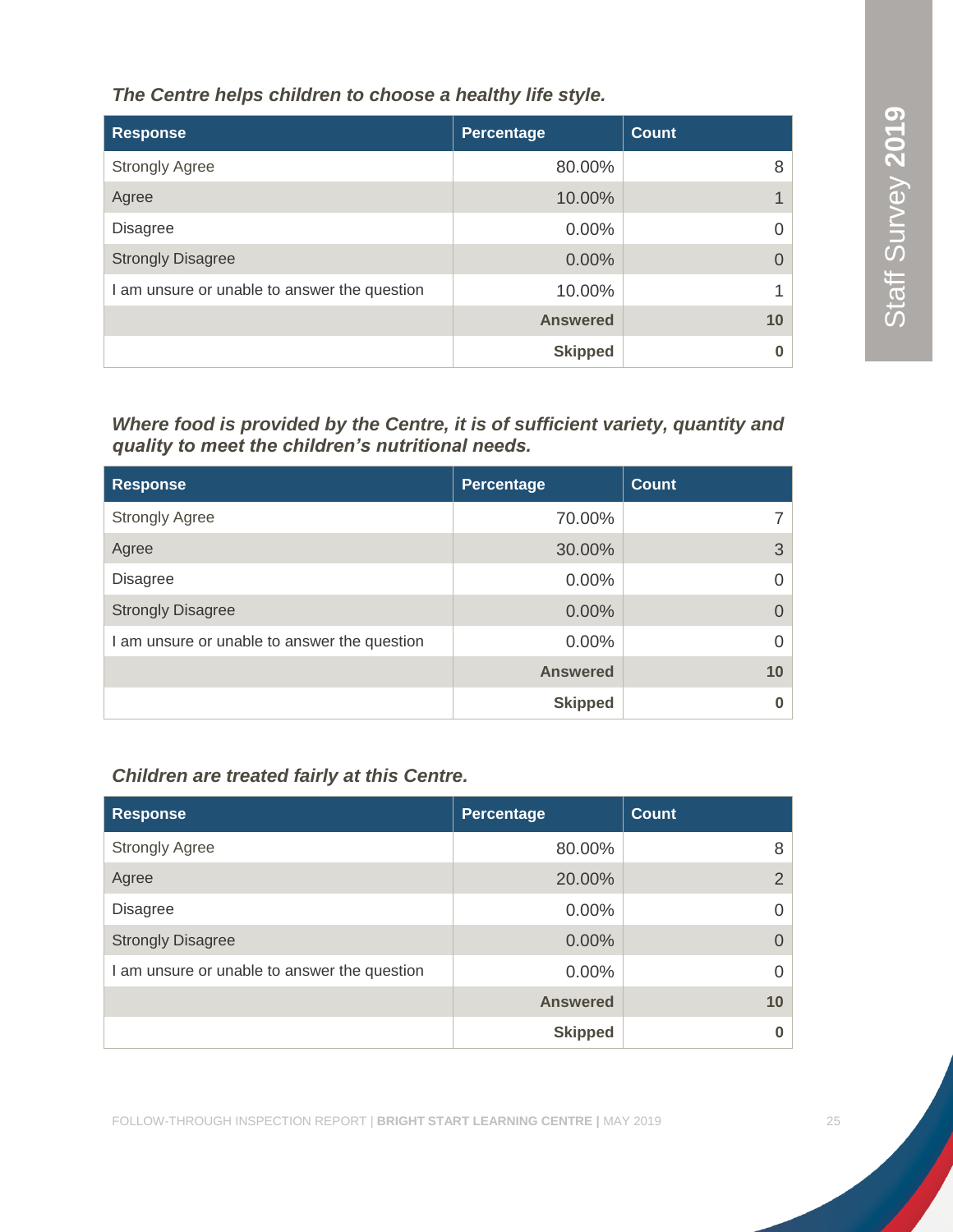***The Centre helps children to choose a healthy life style.***

| Response | Percentage | Count |
|---|---|---|
| Strongly Agree | 80.00% | 8 |
| Agree | 10.00% | 1 |
| Disagree | 0.00% | 0 |
| Strongly Disagree | 0.00% | 0 |
| I am unsure or unable to answer the question | 10.00% | 1 |
| | **Answered** | **10** |
| | **Skipped** | **0** |

***Where food is provided by the Centre, it is of sufficient variety, quantity and quality to meet the children's nutritional needs.***

| Response | Percentage | Count |
|---|---|---|
| Strongly Agree | 70.00% | 7 |
| Agree | 30.00% | 3 |
| Disagree | 0.00% | 0 |
| Strongly Disagree | 0.00% | 0 |
| I am unsure or unable to answer the question | 0.00% | 0 |
| | **Answered** | **10** |
| | **Skipped** | **0** |

***Children are treated fairly at this Centre.***

| Response | Percentage | Count |
|---|---|---|
| Strongly Agree | 80.00% | 8 |
| Agree | 20.00% | 2 |
| Disagree | 0.00% | 0 |
| Strongly Disagree | 0.00% | 0 |
| I am unsure or unable to answer the question | 0.00% | 0 |
| | **Answered** | **10** |
| | **Skipped** | **0** |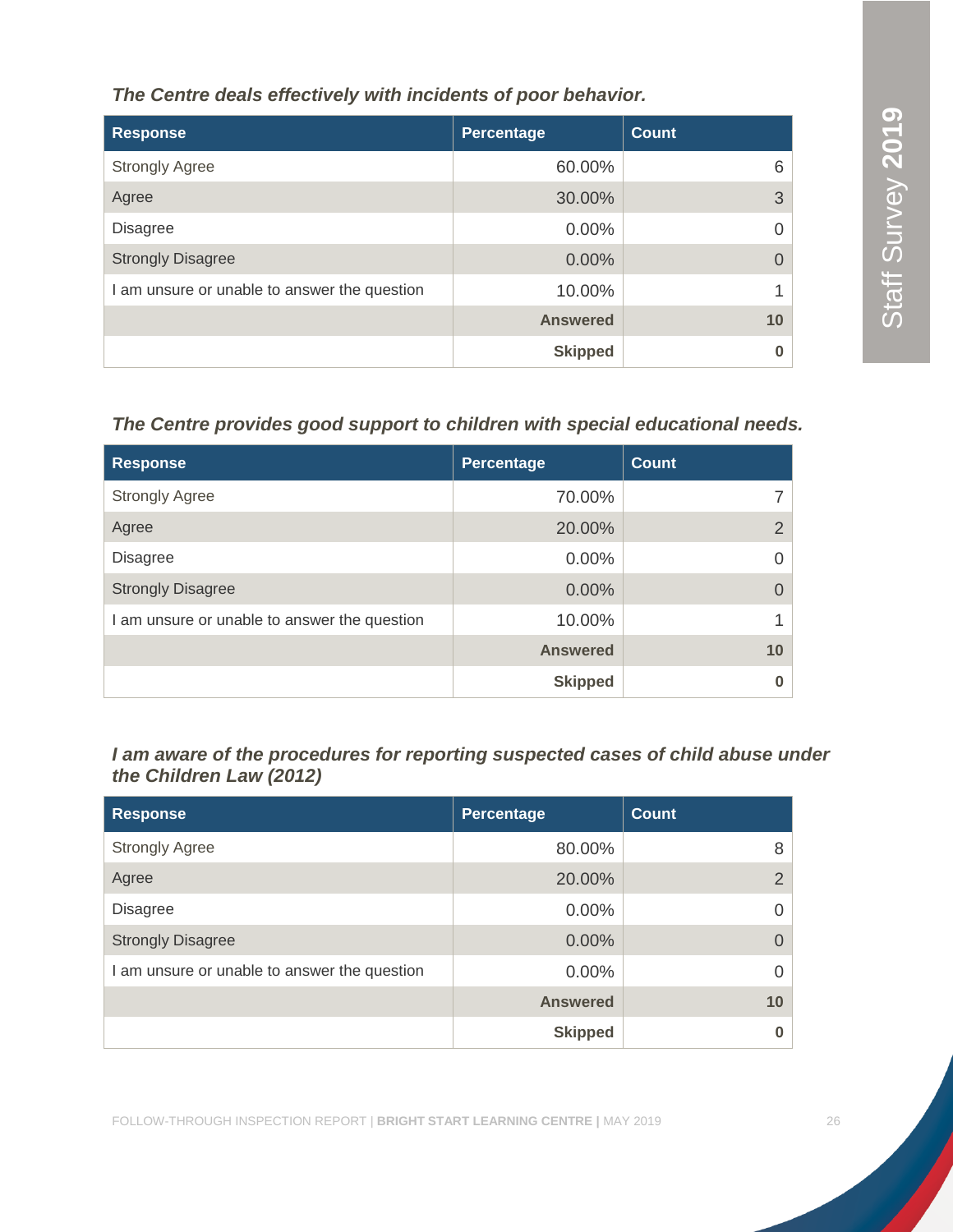*The Centre deals effectively with incidents of poor behavior.*

| Response | Percentage | Count |
|---|---|---|
| Strongly Agree | 60.00% | 6 |
| Agree | 30.00% | 3 |
| Disagree | 0.00% | 0 |
| Strongly Disagree | 0.00% | 0 |
| I am unsure or unable to answer the question | 10.00% | 1 |
| | **Answered** | **10** |
| | **Skipped** | **0** |

*The Centre provides good support to children with special educational needs.*

| Response | Percentage | Count |
|---|---|---|
| Strongly Agree | 70.00% | 7 |
| Agree | 20.00% | 2 |
| Disagree | 0.00% | 0 |
| Strongly Disagree | 0.00% | 0 |
| I am unsure or unable to answer the question | 10.00% | 1 |
| | **Answered** | **10** |
| | **Skipped** | **0** |

*I am aware of the procedures for reporting suspected cases of child abuse under the Children Law (2012)*

| Response | Percentage | Count |
|---|---|---|
| Strongly Agree | 80.00% | 8 |
| Agree | 20.00% | 2 |
| Disagree | 0.00% | 0 |
| Strongly Disagree | 0.00% | 0 |
| I am unsure or unable to answer the question | 0.00% | 0 |
| | **Answered** | **10** |
| | **Skipped** | **0** |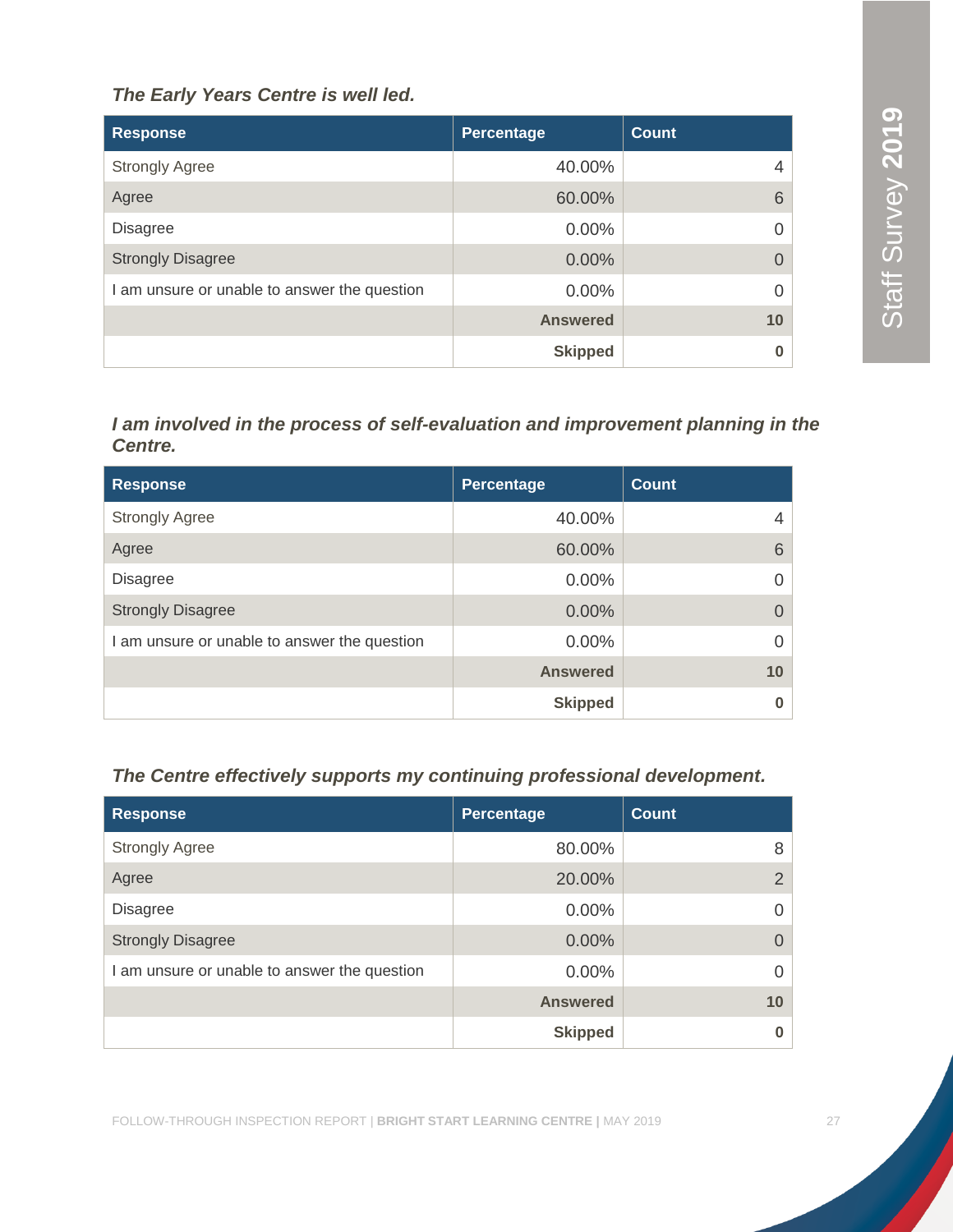***The Early Years Centre is well led.***

| Response | Percentage | Count |
|---|---|---|
| Strongly Agree | 40.00% | 4 |
| Agree | 60.00% | 6 |
| Disagree | 0.00% | 0 |
| Strongly Disagree | 0.00% | 0 |
| I am unsure or unable to answer the question | 0.00% | 0 |
| | **Answered** | **10** |
| | **Skipped** | **0** |

***I am involved in the process of self-evaluation and improvement planning in the Centre.***

| Response | Percentage | Count |
|---|---|---|
| Strongly Agree | 40.00% | 4 |
| Agree | 60.00% | 6 |
| Disagree | 0.00% | 0 |
| Strongly Disagree | 0.00% | 0 |
| I am unsure or unable to answer the question | 0.00% | 0 |
| | **Answered** | **10** |
| | **Skipped** | **0** |

***The Centre effectively supports my continuing professional development.***

| Response | Percentage | Count |
|---|---|---|
| Strongly Agree | 80.00% | 8 |
| Agree | 20.00% | 2 |
| Disagree | 0.00% | 0 |
| Strongly Disagree | 0.00% | 0 |
| I am unsure or unable to answer the question | 0.00% | 0 |
| | **Answered** | **10** |
| | **Skipped** | **0** |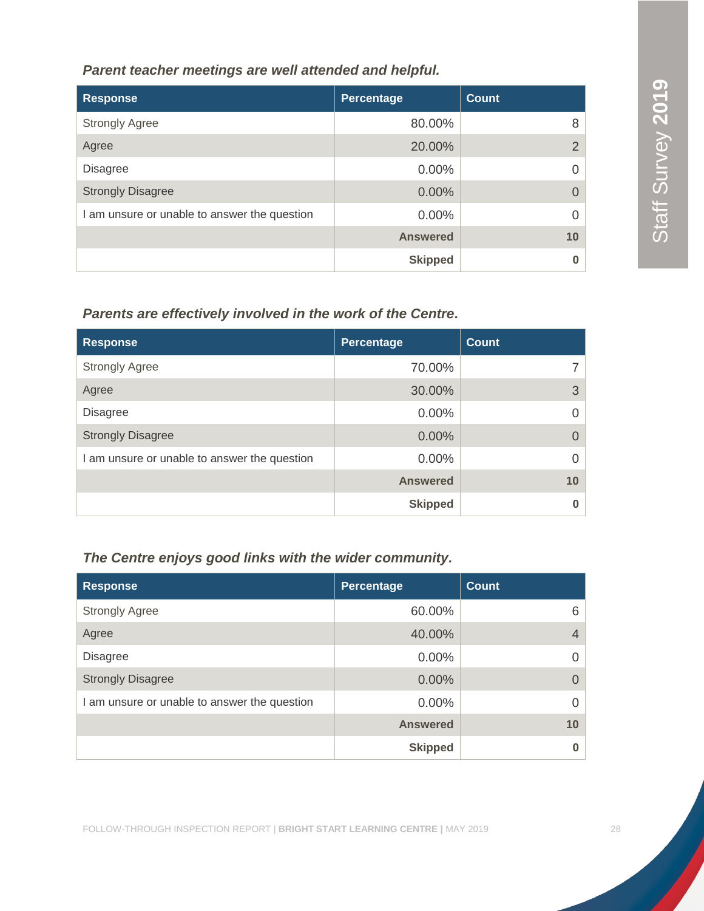***Parent teacher meetings are well attended and helpful.***

| Response | Percentage | Count |
|---|---|---|
| Strongly Agree | 80.00% | 8 |
| Agree | 20.00% | 2 |
| Disagree | 0.00% | 0 |
| Strongly Disagree | 0.00% | 0 |
| I am unsure or unable to answer the question | 0.00% | 0 |
| | **Answered** | **10** |
| | **Skipped** | **0** |

***Parents are effectively involved in the work of the Centre.***

| Response | Percentage | Count |
|---|---|---|
| Strongly Agree | 70.00% | 7 |
| Agree | 30.00% | 3 |
| Disagree | 0.00% | 0 |
| Strongly Disagree | 0.00% | 0 |
| I am unsure or unable to answer the question | 0.00% | 0 |
| | **Answered** | **10** |
| | **Skipped** | **0** |

***The Centre enjoys good links with the wider community.***

| Response | Percentage | Count |
|---|---|---|
| Strongly Agree | 60.00% | 6 |
| Agree | 40.00% | 4 |
| Disagree | 0.00% | 0 |
| Strongly Disagree | 0.00% | 0 |
| I am unsure or unable to answer the question | 0.00% | 0 |
| | **Answered** | **10** |
| | **Skipped** | **0** |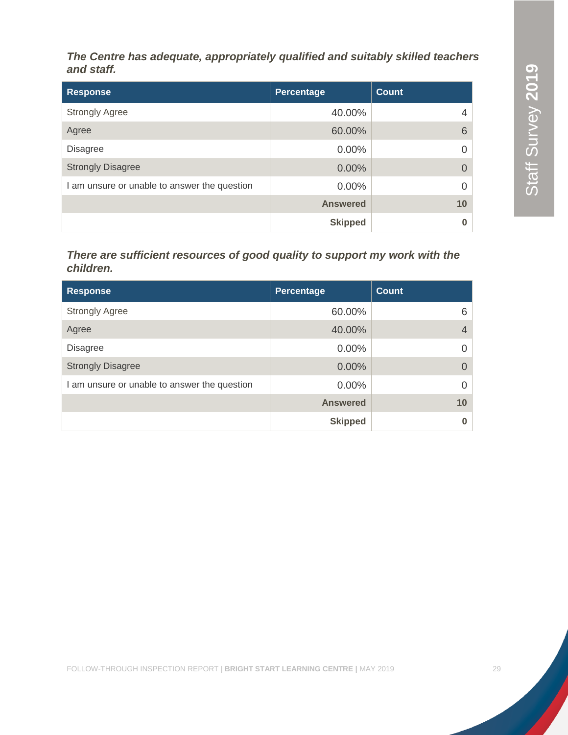***The Centre has adequate, appropriately qualified and suitably skilled teachers and staff.***

| Response | Percentage | Count |
| --- | --- | --- |
| Strongly Agree | 40.00% | 4 |
| Agree | 60.00% | 6 |
| Disagree | 0.00% | 0 |
| Strongly Disagree | 0.00% | 0 |
| I am unsure or unable to answer the question | 0.00% | 0 |
| | **Answered** | **10** |
| | **Skipped** | **0** |

***There are sufficient resources of good quality to support my work with the children.***

| Response | Percentage | Count |
| --- | --- | --- |
| Strongly Agree | 60.00% | 6 |
| Agree | 40.00% | 4 |
| Disagree | 0.00% | 0 |
| Strongly Disagree | 0.00% | 0 |
| I am unsure or unable to answer the question | 0.00% | 0 |
| | **Answered** | **10** |
| | **Skipped** | **0** |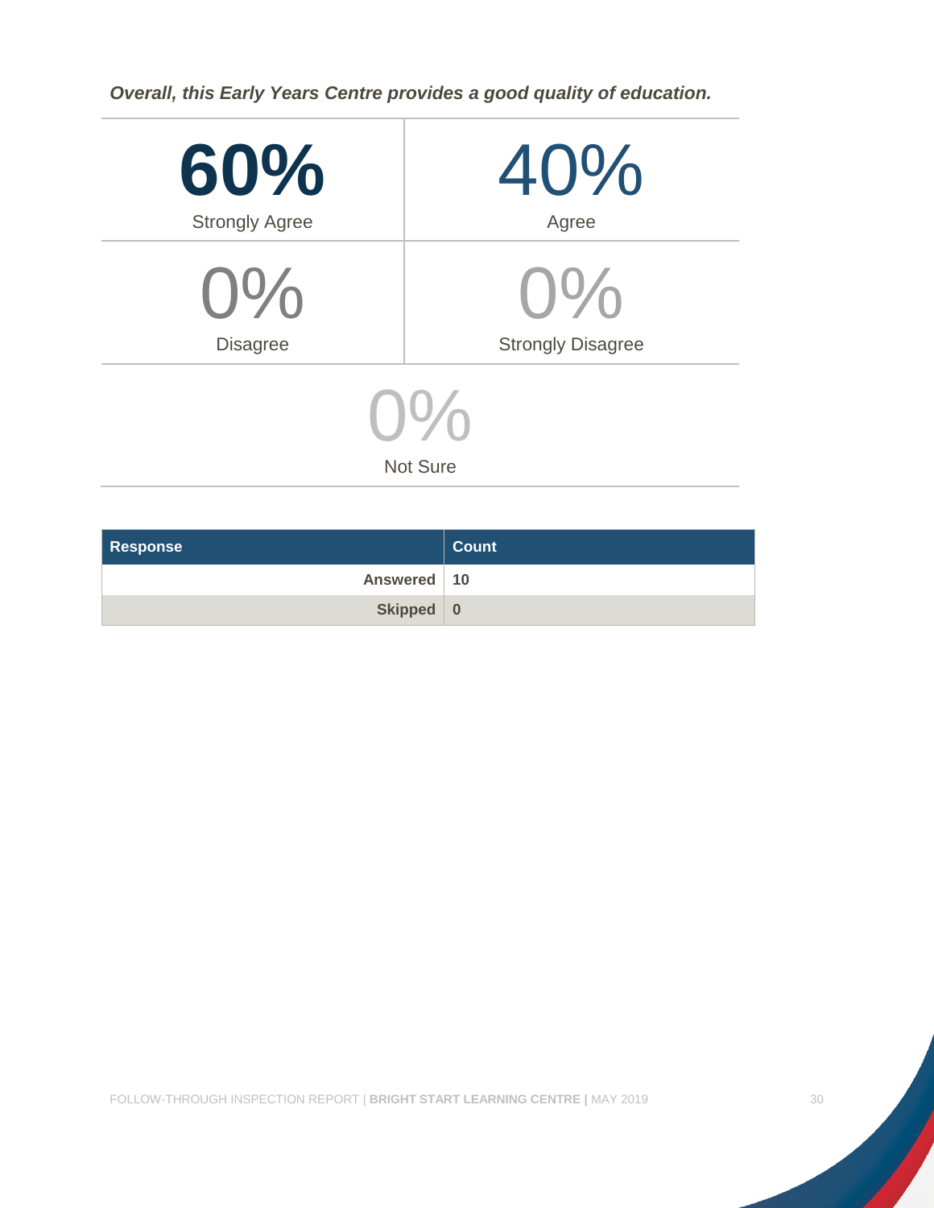***Overall, this Early Years Centre provides a good quality of education.***

| | |
|---|---|
| **60%** Strongly Agree | 40% Agree |
| 0% Disagree | 0% Strongly Disagree |
| 0% Not Sure | |

| Response | Count |
|---|---|
| Answered | 10 |
| Skipped | 0 |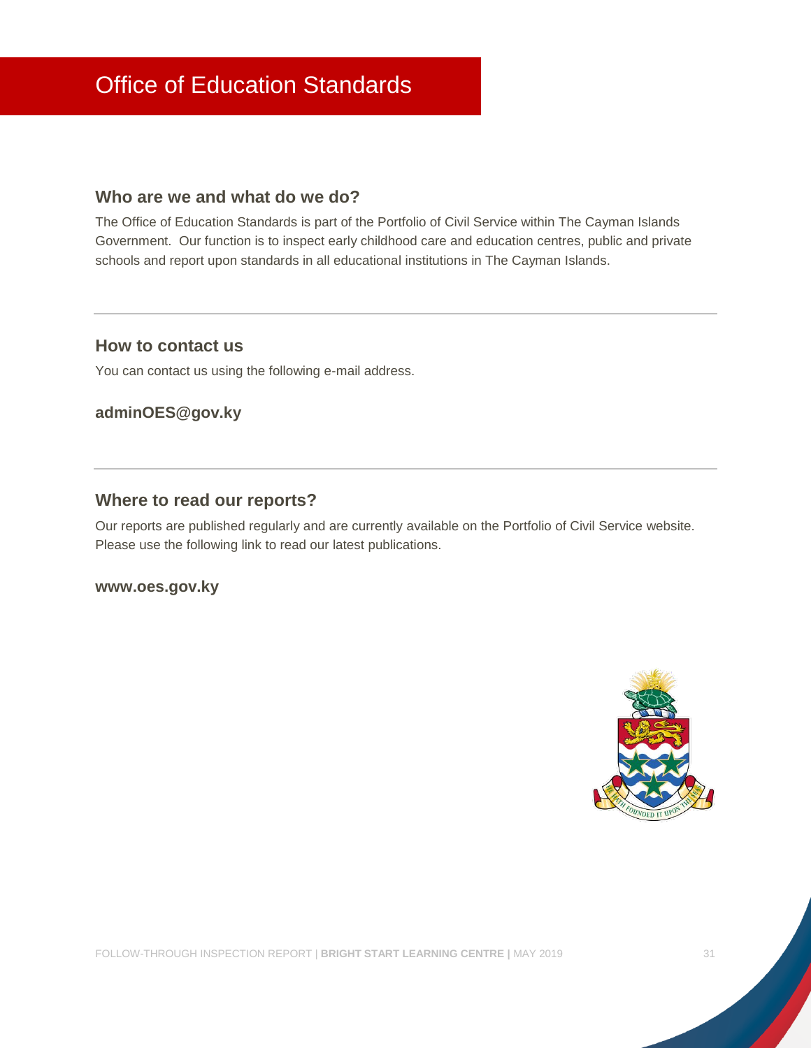# Office of Education Standards

## Who are we and what do we do?

The Office of Education Standards is part of the Portfolio of Civil Service within The Cayman Islands Government. Our function is to inspect early childhood care and education centres, public and private schools and report upon standards in all educational institutions in The Cayman Islands.

## How to contact us

You can contact us using the following e-mail address.

**adminOES@gov.ky**

## Where to read our reports?

Our reports are published regularly and are currently available on the Portfolio of Civil Service website. Please use the following link to read our latest publications.

**www.oes.gov.ky**